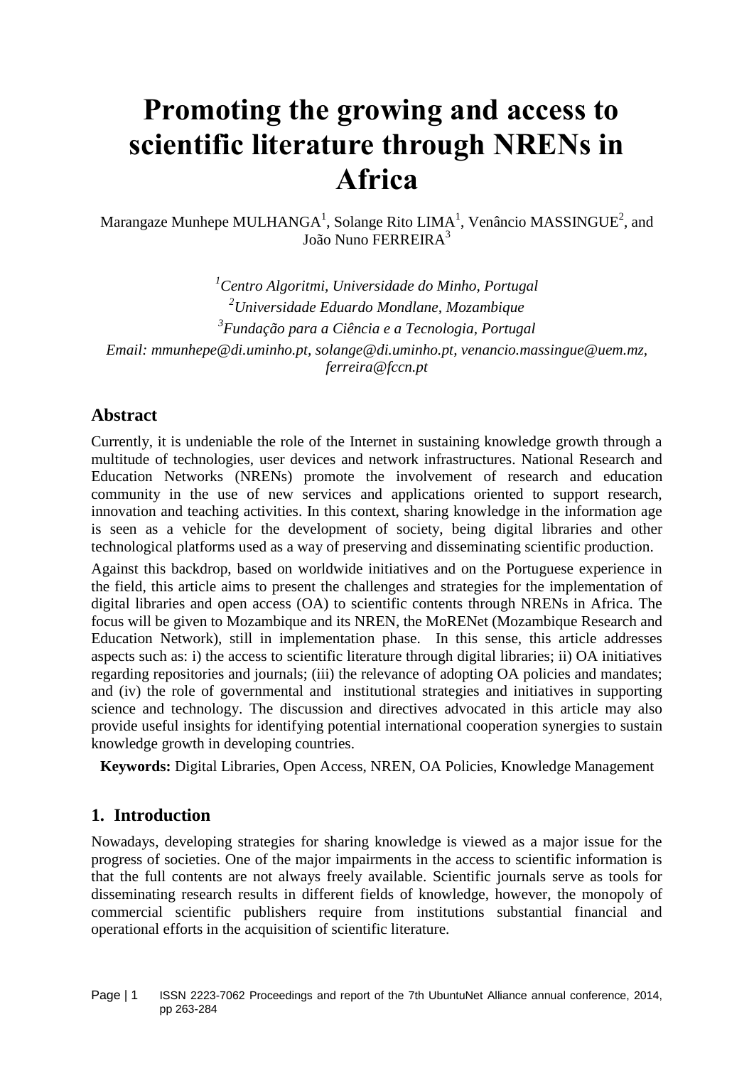# Promoting the growing and access to scientific literature through NRENs in Africa

Marangaze Munhepe MULHANGA[1], Solange Rito LIMA[1], Venâncio MASSINGUE[2], and João Nuno FERREIRA[3]

[1]*Centro Algoritmi, Universidade do Minho, Portugal*
[2]*Universidade Eduardo Mondlane, Mozambique*
[3]*Fundação para a Ciência e a Tecnologia, Portugal*
*Email: mmunhepe@di.uminho.pt, solange@di.uminho.pt, venancio.massingue@uem.mz, ferreira@fccn.pt*

## Abstract

Currently, it is undeniable the role of the Internet in sustaining knowledge growth through a multitude of technologies, user devices and network infrastructures. National Research and Education Networks (NRENs) promote the involvement of research and education community in the use of new services and applications oriented to support research, innovation and teaching activities. In this context, sharing knowledge in the information age is seen as a vehicle for the development of society, being digital libraries and other technological platforms used as a way of preserving and disseminating scientific production.

Against this backdrop, based on worldwide initiatives and on the Portuguese experience in the field, this article aims to present the challenges and strategies for the implementation of digital libraries and open access (OA) to scientific contents through NRENs in Africa. The focus will be given to Mozambique and its NREN, the MoRENet (Mozambique Research and Education Network), still in implementation phase. In this sense, this article addresses aspects such as: i) the access to scientific literature through digital libraries; ii) OA initiatives regarding repositories and journals; (iii) the relevance of adopting OA policies and mandates; and (iv) the role of governmental and institutional strategies and initiatives in supporting science and technology. The discussion and directives advocated in this article may also provide useful insights for identifying potential international cooperation synergies to sustain knowledge growth in developing countries.

**Keywords:** Digital Libraries, Open Access, NREN, OA Policies, Knowledge Management

## 1. Introduction

Nowadays, developing strategies for sharing knowledge is viewed as a major issue for the progress of societies. One of the major impairments in the access to scientific information is that the full contents are not always freely available. Scientific journals serve as tools for disseminating research results in different fields of knowledge, however, the monopoly of commercial scientific publishers require from institutions substantial financial and operational efforts in the acquisition of scientific literature.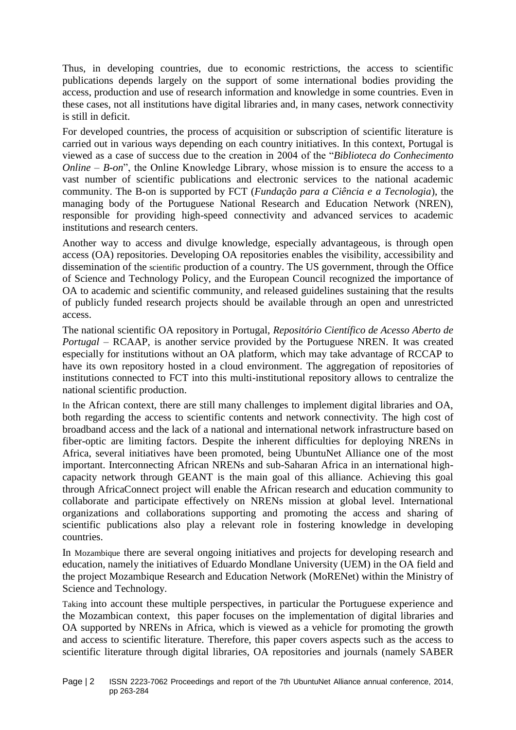Thus, in developing countries, due to economic restrictions, the access to scientific publications depends largely on the support of some international bodies providing the access, production and use of research information and knowledge in some countries. Even in these cases, not all institutions have digital libraries and, in many cases, network connectivity is still in deficit.

For developed countries, the process of acquisition or subscription of scientific literature is carried out in various ways depending on each country initiatives. In this context, Portugal is viewed as a case of success due to the creation in 2004 of the "*Biblioteca do Conhecimento Online – B-on*", the Online Knowledge Library, whose mission is to ensure the access to a vast number of scientific publications and electronic services to the national academic community. The B-on is supported by FCT (*Fundação para a Ciência e a Tecnologia*), the managing body of the Portuguese National Research and Education Network (NREN), responsible for providing high-speed connectivity and advanced services to academic institutions and research centers.

Another way to access and divulge knowledge, especially advantageous, is through open access (OA) repositories. Developing OA repositories enables the visibility, accessibility and dissemination of the scientific production of a country. The US government, through the Office of Science and Technology Policy, and the European Council recognized the importance of OA to academic and scientific community, and released guidelines sustaining that the results of publicly funded research projects should be available through an open and unrestricted access.

The national scientific OA repository in Portugal, *Repositório Científico de Acesso Aberto de Portugal* – RCAAP, is another service provided by the Portuguese NREN. It was created especially for institutions without an OA platform, which may take advantage of RCCAP to have its own repository hosted in a cloud environment. The aggregation of repositories of institutions connected to FCT into this multi-institutional repository allows to centralize the national scientific production.

In the African context, there are still many challenges to implement digital libraries and OA, both regarding the access to scientific contents and network connectivity. The high cost of broadband access and the lack of a national and international network infrastructure based on fiber-optic are limiting factors. Despite the inherent difficulties for deploying NRENs in Africa, several initiatives have been promoted, being UbuntuNet Alliance one of the most important. Interconnecting African NRENs and sub-Saharan Africa in an international high-capacity network through GEANT is the main goal of this alliance. Achieving this goal through AfricaConnect project will enable the African research and education community to collaborate and participate effectively on NRENs mission at global level. International organizations and collaborations supporting and promoting the access and sharing of scientific publications also play a relevant role in fostering knowledge in developing countries.

In Mozambique there are several ongoing initiatives and projects for developing research and education, namely the initiatives of Eduardo Mondlane University (UEM) in the OA field and the project Mozambique Research and Education Network (MoRENet) within the Ministry of Science and Technology.

Taking into account these multiple perspectives, in particular the Portuguese experience and the Mozambican context, this paper focuses on the implementation of digital libraries and OA supported by NRENs in Africa, which is viewed as a vehicle for promoting the growth and access to scientific literature. Therefore, this paper covers aspects such as the access to scientific literature through digital libraries, OA repositories and journals (namely SABER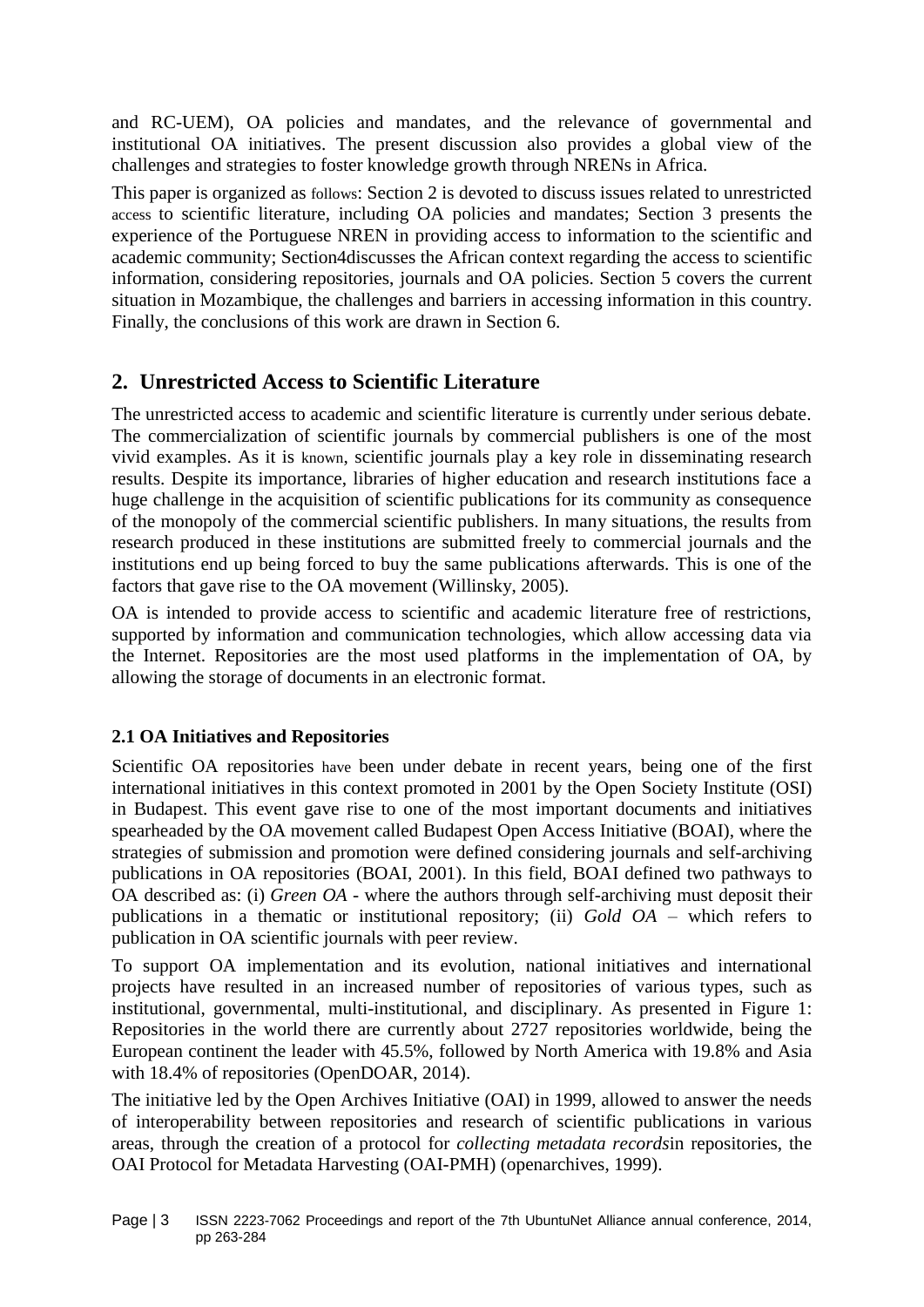and RC-UEM), OA policies and mandates, and the relevance of governmental and institutional OA initiatives. The present discussion also provides a global view of the challenges and strategies to foster knowledge growth through NRENs in Africa.

This paper is organized as follows: Section 2 is devoted to discuss issues related to unrestricted access to scientific literature, including OA policies and mandates; Section 3 presents the experience of the Portuguese NREN in providing access to information to the scientific and academic community; Section4discusses the African context regarding the access to scientific information, considering repositories, journals and OA policies. Section 5 covers the current situation in Mozambique, the challenges and barriers in accessing information in this country. Finally, the conclusions of this work are drawn in Section 6.

## 2. Unrestricted Access to Scientific Literature

The unrestricted access to academic and scientific literature is currently under serious debate. The commercialization of scientific journals by commercial publishers is one of the most vivid examples. As it is known, scientific journals play a key role in disseminating research results. Despite its importance, libraries of higher education and research institutions face a huge challenge in the acquisition of scientific publications for its community as consequence of the monopoly of the commercial scientific publishers. In many situations, the results from research produced in these institutions are submitted freely to commercial journals and the institutions end up being forced to buy the same publications afterwards. This is one of the factors that gave rise to the OA movement (Willinsky, 2005).

OA is intended to provide access to scientific and academic literature free of restrictions, supported by information and communication technologies, which allow accessing data via the Internet. Repositories are the most used platforms in the implementation of OA, by allowing the storage of documents in an electronic format.

### 2.1 OA Initiatives and Repositories

Scientific OA repositories have been under debate in recent years, being one of the first international initiatives in this context promoted in 2001 by the Open Society Institute (OSI) in Budapest. This event gave rise to one of the most important documents and initiatives spearheaded by the OA movement called Budapest Open Access Initiative (BOAI), where the strategies of submission and promotion were defined considering journals and self-archiving publications in OA repositories (BOAI, 2001). In this field, BOAI defined two pathways to OA described as: (i) *Green OA* - where the authors through self-archiving must deposit their publications in a thematic or institutional repository; (ii) *Gold OA* – which refers to publication in OA scientific journals with peer review.

To support OA implementation and its evolution, national initiatives and international projects have resulted in an increased number of repositories of various types, such as institutional, governmental, multi-institutional, and disciplinary. As presented in Figure 1: Repositories in the world there are currently about 2727 repositories worldwide, being the European continent the leader with 45.5%, followed by North America with 19.8% and Asia with 18.4% of repositories (OpenDOAR, 2014).

The initiative led by the Open Archives Initiative (OAI) in 1999, allowed to answer the needs of interoperability between repositories and research of scientific publications in various areas, through the creation of a protocol for *collecting metadata records*in repositories, the OAI Protocol for Metadata Harvesting (OAI-PMH) (openarchives, 1999).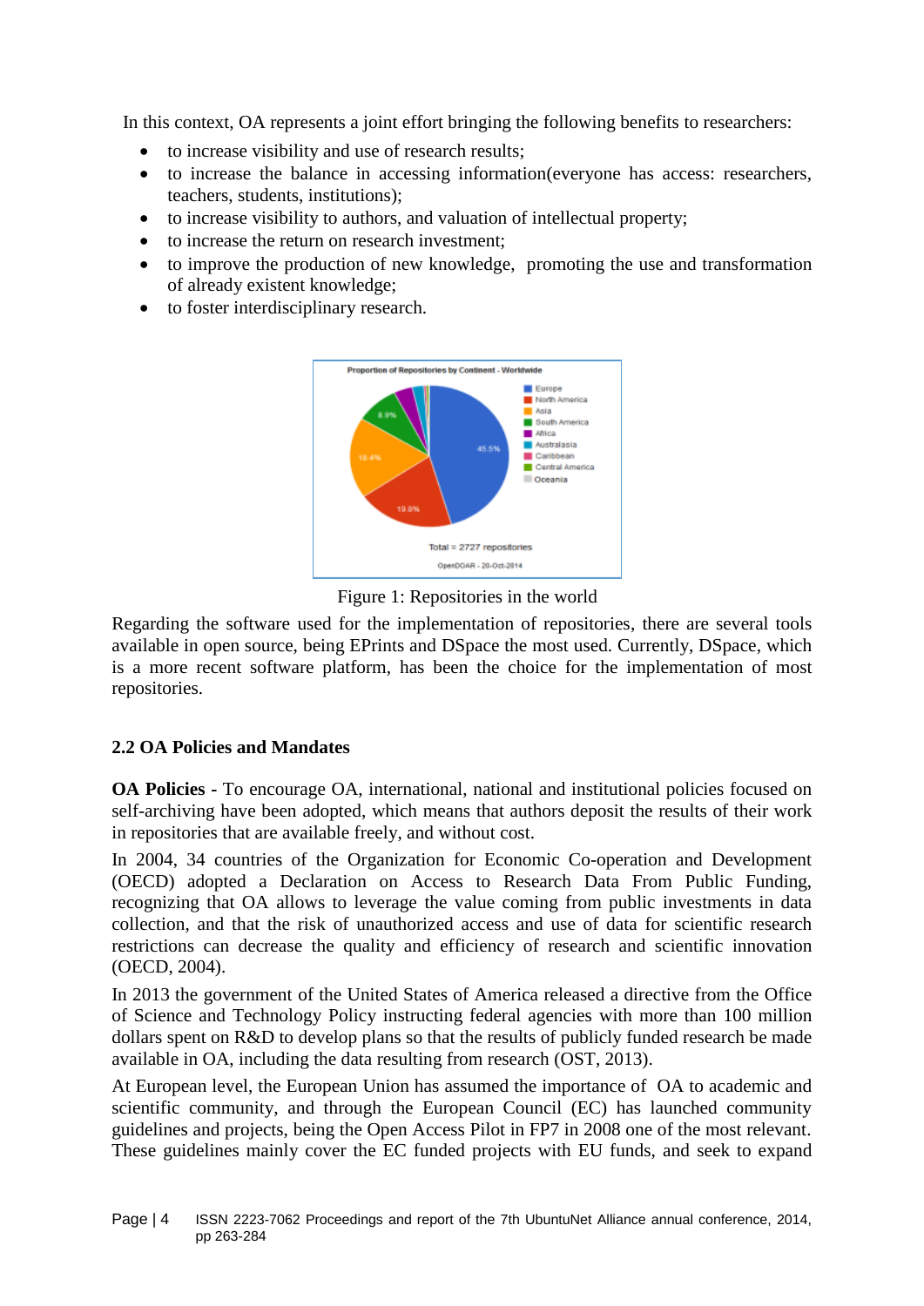In this context, OA represents a joint effort bringing the following benefits to researchers:

- to increase visibility and use of research results;
- to increase the balance in accessing information(everyone has access: researchers, teachers, students, institutions);
- to increase visibility to authors, and valuation of intellectual property;
- to increase the return on research investment;
- to improve the production of new knowledge, promoting the use and transformation of already existent knowledge;
- to foster interdisciplinary research.

Figure 1: Repositories in the world

Regarding the software used for the implementation of repositories, there are several tools available in open source, being EPrints and DSpace the most used. Currently, DSpace, which is a more recent software platform, has been the choice for the implementation of most repositories.

## 2.2 OA Policies and Mandates

**OA Policies -** To encourage OA, international, national and institutional policies focused on self-archiving have been adopted, which means that authors deposit the results of their work in repositories that are available freely, and without cost.

In 2004, 34 countries of the Organization for Economic Co-operation and Development (OECD) adopted a Declaration on Access to Research Data From Public Funding, recognizing that OA allows to leverage the value coming from public investments in data collection, and that the risk of unauthorized access and use of data for scientific research restrictions can decrease the quality and efficiency of research and scientific innovation (OECD, 2004).

In 2013 the government of the United States of America released a directive from the Office of Science and Technology Policy instructing federal agencies with more than 100 million dollars spent on R&D to develop plans so that the results of publicly funded research be made available in OA, including the data resulting from research (OST, 2013).

At European level, the European Union has assumed the importance of OA to academic and scientific community, and through the European Council (EC) has launched community guidelines and projects, being the Open Access Pilot in FP7 in 2008 one of the most relevant. These guidelines mainly cover the EC funded projects with EU funds, and seek to expand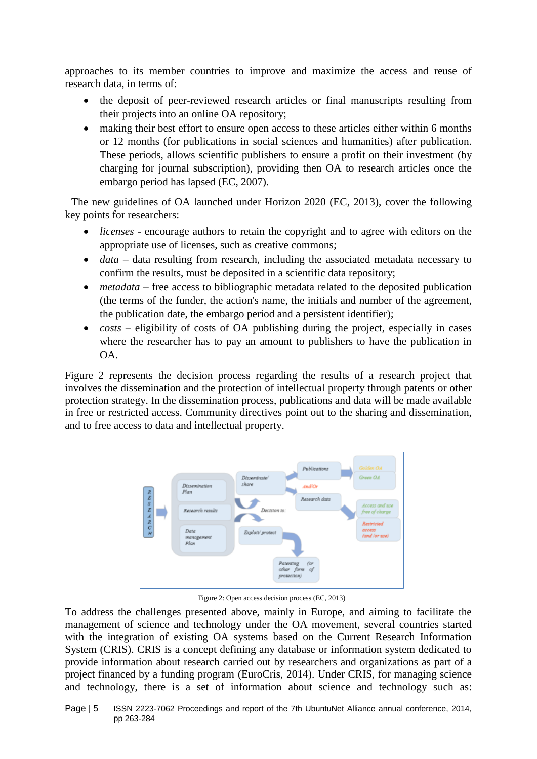approaches to its member countries to improve and maximize the access and reuse of research data, in terms of:

- the deposit of peer-reviewed research articles or final manuscripts resulting from their projects into an online OA repository;
- making their best effort to ensure open access to these articles either within 6 months or 12 months (for publications in social sciences and humanities) after publication. These periods, allows scientific publishers to ensure a profit on their investment (by charging for journal subscription), providing then OA to research articles once the embargo period has lapsed (EC, 2007).

The new guidelines of OA launched under Horizon 2020 (EC, 2013), cover the following key points for researchers:

- *licenses* - encourage authors to retain the copyright and to agree with editors on the appropriate use of licenses, such as creative commons;
- *data* – data resulting from research, including the associated metadata necessary to confirm the results, must be deposited in a scientific data repository;
- *metadata* – free access to bibliographic metadata related to the deposited publication (the terms of the funder, the action's name, the initials and number of the agreement, the publication date, the embargo period and a persistent identifier);
- *costs* – eligibility of costs of OA publishing during the project, especially in cases where the researcher has to pay an amount to publishers to have the publication in OA.

Figure 2 represents the decision process regarding the results of a research project that involves the dissemination and the protection of intellectual property through patents or other protection strategy. In the dissemination process, publications and data will be made available in free or restricted access. Community directives point out to the sharing and dissemination, and to free access to data and intellectual property.

Figure 2: Open access decision process (EC, 2013)

To address the challenges presented above, mainly in Europe, and aiming to facilitate the management of science and technology under the OA movement, several countries started with the integration of existing OA systems based on the Current Research Information System (CRIS). CRIS is a concept defining any database or information system dedicated to provide information about research carried out by researchers and organizations as part of a project financed by a funding program (EuroCris, 2014). Under CRIS, for managing science and technology, there is a set of information about science and technology such as: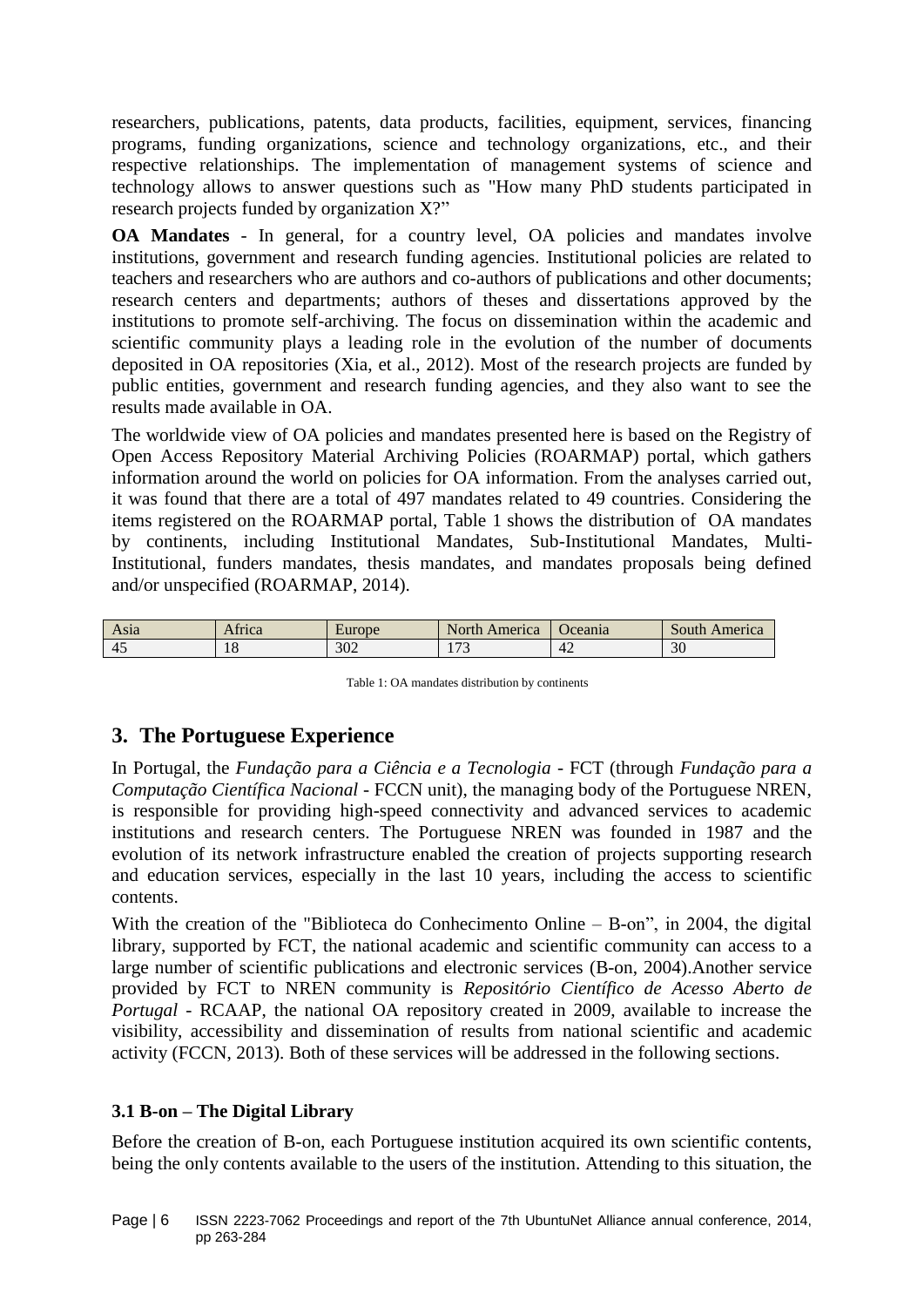researchers, publications, patents, data products, facilities, equipment, services, financing programs, funding organizations, science and technology organizations, etc., and their respective relationships. The implementation of management systems of science and technology allows to answer questions such as "How many PhD students participated in research projects funded by organization X?"

**OA Mandates** - In general, for a country level, OA policies and mandates involve institutions, government and research funding agencies. Institutional policies are related to teachers and researchers who are authors and co-authors of publications and other documents; research centers and departments; authors of theses and dissertations approved by the institutions to promote self-archiving. The focus on dissemination within the academic and scientific community plays a leading role in the evolution of the number of documents deposited in OA repositories (Xia, et al., 2012). Most of the research projects are funded by public entities, government and research funding agencies, and they also want to see the results made available in OA.

The worldwide view of OA policies and mandates presented here is based on the Registry of Open Access Repository Material Archiving Policies (ROARMAP) portal, which gathers information around the world on policies for OA information. From the analyses carried out, it was found that there are a total of 497 mandates related to 49 countries. Considering the items registered on the ROARMAP portal, Table 1 shows the distribution of OA mandates by continents, including Institutional Mandates, Sub-Institutional Mandates, Multi-Institutional, funders mandates, thesis mandates, and mandates proposals being defined and/or unspecified (ROARMAP, 2014).

| Asia | Africa | Europe | North America | Oceania | South America |
|---|---|---|---|---|---|
| 45 | 18 | 302 | 173 | 42 | 30 |

Table 1: OA mandates distribution by continents

## 3. The Portuguese Experience

In Portugal, the *Fundação para a Ciência e a Tecnologia* - FCT (through *Fundação para a Computação Científica Nacional* - FCCN unit), the managing body of the Portuguese NREN, is responsible for providing high-speed connectivity and advanced services to academic institutions and research centers. The Portuguese NREN was founded in 1987 and the evolution of its network infrastructure enabled the creation of projects supporting research and education services, especially in the last 10 years, including the access to scientific contents.

With the creation of the "Biblioteca do Conhecimento Online – B-on", in 2004, the digital library, supported by FCT, the national academic and scientific community can access to a large number of scientific publications and electronic services (B-on, 2004).Another service provided by FCT to NREN community is *Repositório Científico de Acesso Aberto de Portugal* - RCAAP, the national OA repository created in 2009, available to increase the visibility, accessibility and dissemination of results from national scientific and academic activity (FCCN, 2013). Both of these services will be addressed in the following sections.

### 3.1 B-on – The Digital Library

Before the creation of B-on, each Portuguese institution acquired its own scientific contents, being the only contents available to the users of the institution. Attending to this situation, the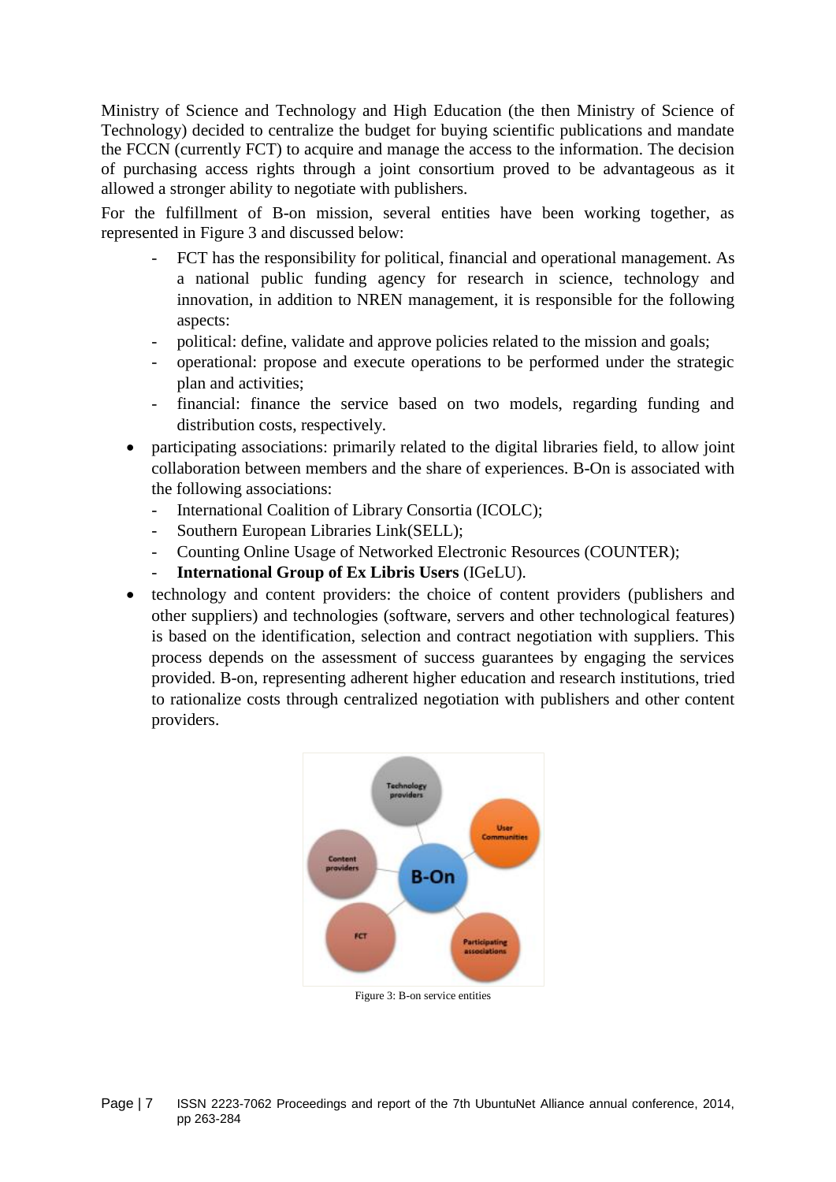Ministry of Science and Technology and High Education (the then Ministry of Science of Technology) decided to centralize the budget for buying scientific publications and mandate the FCCN (currently FCT) to acquire and manage the access to the information. The decision of purchasing access rights through a joint consortium proved to be advantageous as it allowed a stronger ability to negotiate with publishers.

For the fulfillment of B-on mission, several entities have been working together, as represented in Figure 3 and discussed below:

- FCT has the responsibility for political, financial and operational management. As a national public funding agency for research in science, technology and innovation, in addition to NREN management, it is responsible for the following aspects:
- political: define, validate and approve policies related to the mission and goals;
- operational: propose and execute operations to be performed under the strategic plan and activities;
- financial: finance the service based on two models, regarding funding and distribution costs, respectively.

- participating associations: primarily related to the digital libraries field, to allow joint collaboration between members and the share of experiences. B-On is associated with the following associations:
  - International Coalition of Library Consortia (ICOLC);
  - Southern European Libraries Link(SELL);
  - Counting Online Usage of Networked Electronic Resources (COUNTER);
  - **International Group of Ex Libris Users** (IGeLU).
- technology and content providers: the choice of content providers (publishers and other suppliers) and technologies (software, servers and other technological features) is based on the identification, selection and contract negotiation with suppliers. This process depends on the assessment of success guarantees by engaging the services provided. B-on, representing adherent higher education and research institutions, tried to rationalize costs through centralized negotiation with publishers and other content providers.

Figure 3: B-on service entities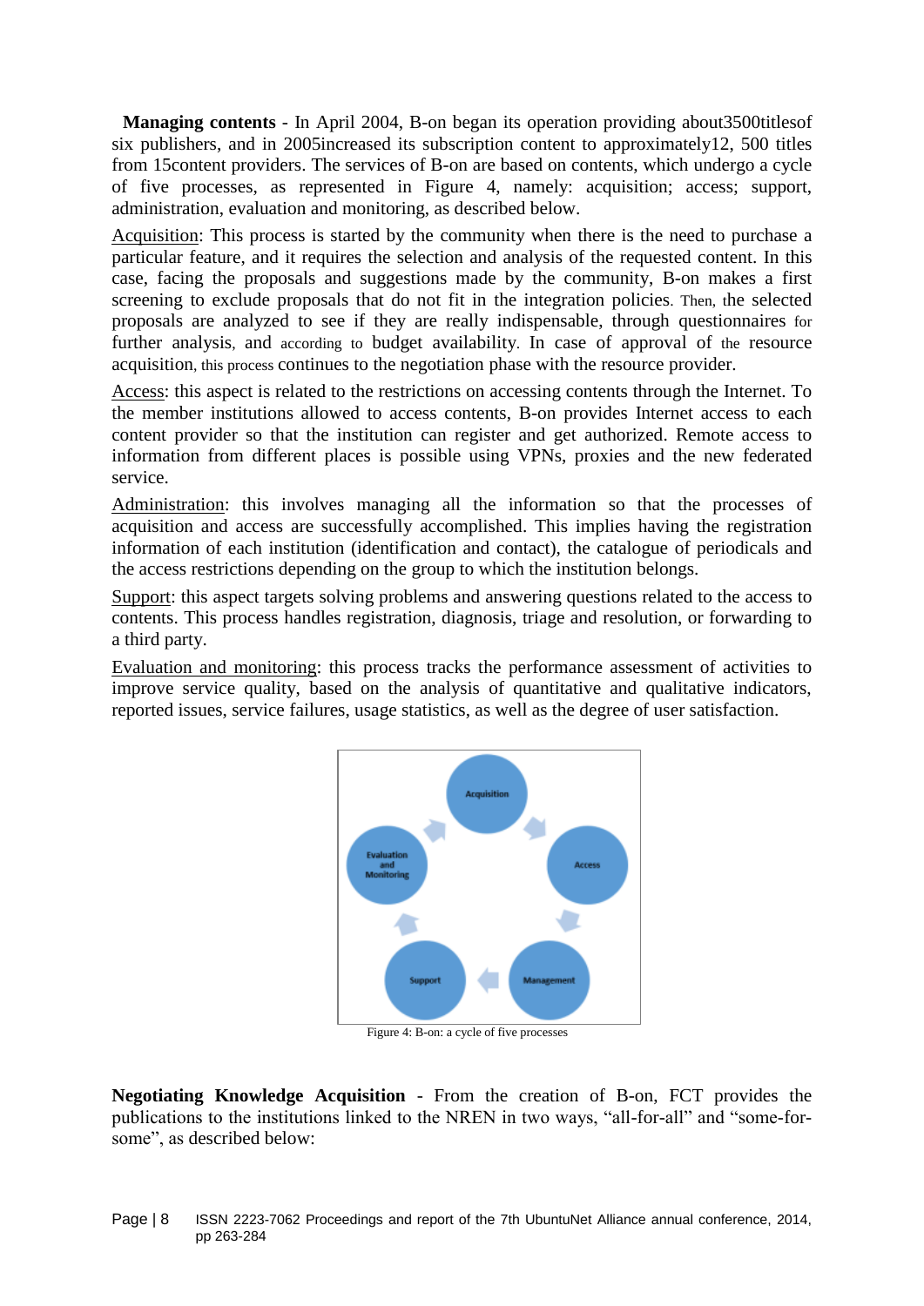**Managing contents** - In April 2004, B-on began its operation providing about3500titlesof six publishers, and in 2005increased its subscription content to approximately12, 500 titles from 15content providers. The services of B-on are based on contents, which undergo a cycle of five processes, as represented in Figure 4, namely: acquisition; access; support, administration, evaluation and monitoring, as described below.

Acquisition: This process is started by the community when there is the need to purchase a particular feature, and it requires the selection and analysis of the requested content. In this case, facing the proposals and suggestions made by the community, B-on makes a first screening to exclude proposals that do not fit in the integration policies. Then, the selected proposals are analyzed to see if they are really indispensable, through questionnaires for further analysis, and according to budget availability. In case of approval of the resource acquisition, this process continues to the negotiation phase with the resource provider.

Access: this aspect is related to the restrictions on accessing contents through the Internet. To the member institutions allowed to access contents, B-on provides Internet access to each content provider so that the institution can register and get authorized. Remote access to information from different places is possible using VPNs, proxies and the new federated service.

Administration: this involves managing all the information so that the processes of acquisition and access are successfully accomplished. This implies having the registration information of each institution (identification and contact), the catalogue of periodicals and the access restrictions depending on the group to which the institution belongs.

Support: this aspect targets solving problems and answering questions related to the access to contents. This process handles registration, diagnosis, triage and resolution, or forwarding to a third party.

Evaluation and monitoring: this process tracks the performance assessment of activities to improve service quality, based on the analysis of quantitative and qualitative indicators, reported issues, service failures, usage statistics, as well as the degree of user satisfaction.

Figure 4: B-on: a cycle of five processes

**Negotiating Knowledge Acquisition** - From the creation of B-on, FCT provides the publications to the institutions linked to the NREN in two ways, "all-for-all" and "some-for-some", as described below: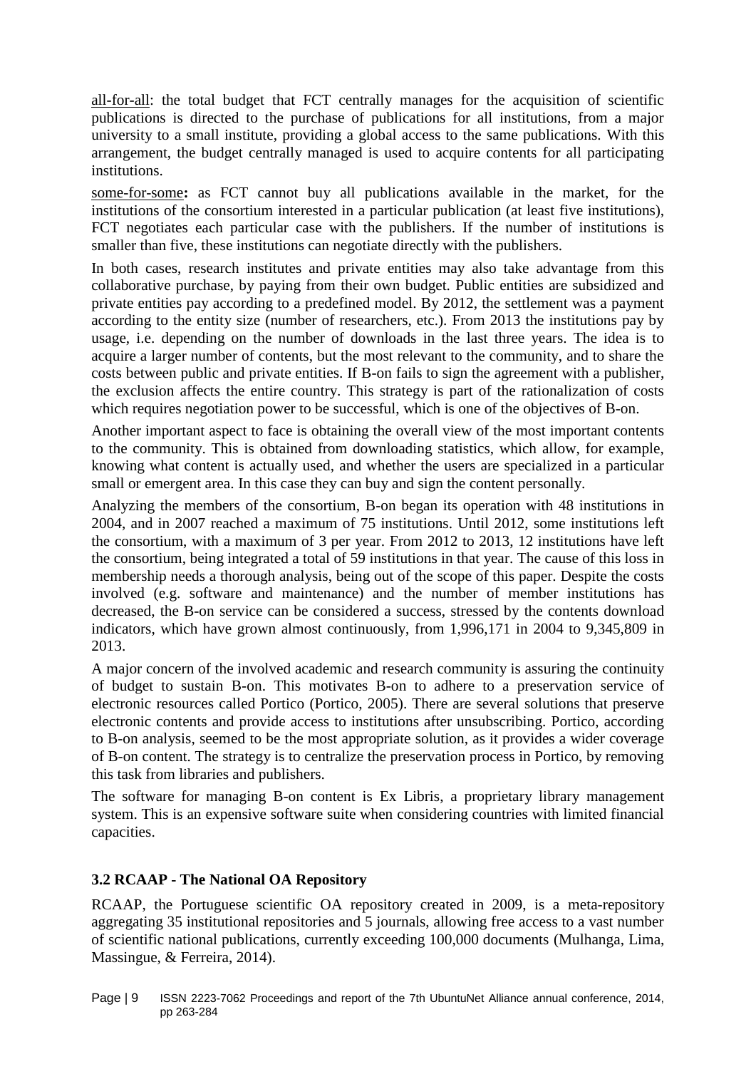all-for-all: the total budget that FCT centrally manages for the acquisition of scientific publications is directed to the purchase of publications for all institutions, from a major university to a small institute, providing a global access to the same publications. With this arrangement, the budget centrally managed is used to acquire contents for all participating institutions.

some-for-some**:** as FCT cannot buy all publications available in the market, for the institutions of the consortium interested in a particular publication (at least five institutions), FCT negotiates each particular case with the publishers. If the number of institutions is smaller than five, these institutions can negotiate directly with the publishers.

In both cases, research institutes and private entities may also take advantage from this collaborative purchase, by paying from their own budget. Public entities are subsidized and private entities pay according to a predefined model. By 2012, the settlement was a payment according to the entity size (number of researchers, etc.). From 2013 the institutions pay by usage, i.e. depending on the number of downloads in the last three years. The idea is to acquire a larger number of contents, but the most relevant to the community, and to share the costs between public and private entities. If B-on fails to sign the agreement with a publisher, the exclusion affects the entire country. This strategy is part of the rationalization of costs which requires negotiation power to be successful, which is one of the objectives of B-on.

Another important aspect to face is obtaining the overall view of the most important contents to the community. This is obtained from downloading statistics, which allow, for example, knowing what content is actually used, and whether the users are specialized in a particular small or emergent area. In this case they can buy and sign the content personally.

Analyzing the members of the consortium, B-on began its operation with 48 institutions in 2004, and in 2007 reached a maximum of 75 institutions. Until 2012, some institutions left the consortium, with a maximum of 3 per year. From 2012 to 2013, 12 institutions have left the consortium, being integrated a total of 59 institutions in that year. The cause of this loss in membership needs a thorough analysis, being out of the scope of this paper. Despite the costs involved (e.g. software and maintenance) and the number of member institutions has decreased, the B-on service can be considered a success, stressed by the contents download indicators, which have grown almost continuously, from 1,996,171 in 2004 to 9,345,809 in 2013.

A major concern of the involved academic and research community is assuring the continuity of budget to sustain B-on. This motivates B-on to adhere to a preservation service of electronic resources called Portico (Portico, 2005). There are several solutions that preserve electronic contents and provide access to institutions after unsubscribing. Portico, according to B-on analysis, seemed to be the most appropriate solution, as it provides a wider coverage of B-on content. The strategy is to centralize the preservation process in Portico, by removing this task from libraries and publishers.

The software for managing B-on content is Ex Libris, a proprietary library management system. This is an expensive software suite when considering countries with limited financial capacities.

### 3.2 RCAAP - The National OA Repository

RCAAP, the Portuguese scientific OA repository created in 2009, is a meta-repository aggregating 35 institutional repositories and 5 journals, allowing free access to a vast number of scientific national publications, currently exceeding 100,000 documents (Mulhanga, Lima, Massingue, & Ferreira, 2014).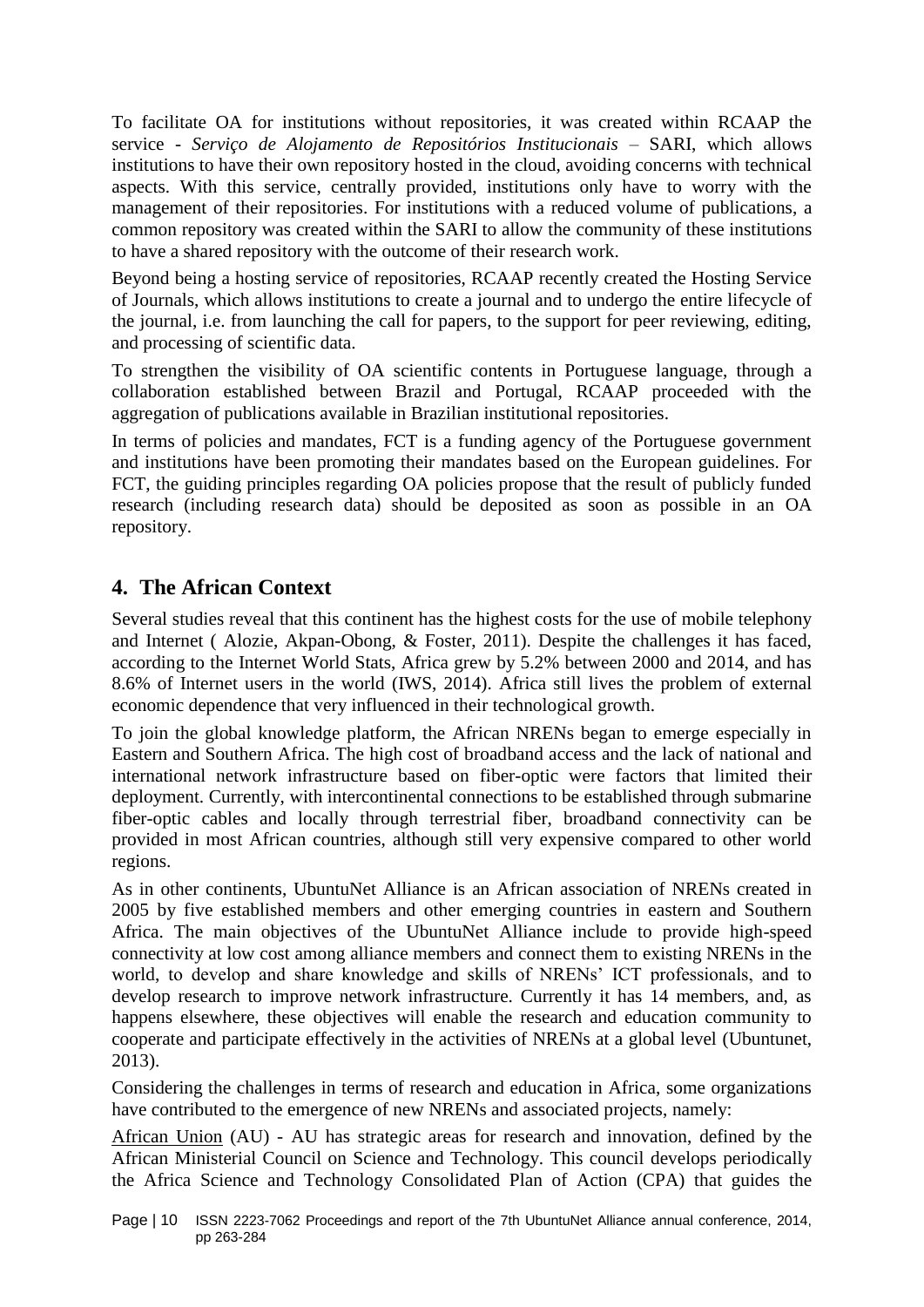To facilitate OA for institutions without repositories, it was created within RCAAP the service - *Serviço de Alojamento de Repositórios Institucionais* – SARI, which allows institutions to have their own repository hosted in the cloud, avoiding concerns with technical aspects. With this service, centrally provided, institutions only have to worry with the management of their repositories. For institutions with a reduced volume of publications, a common repository was created within the SARI to allow the community of these institutions to have a shared repository with the outcome of their research work.

Beyond being a hosting service of repositories, RCAAP recently created the Hosting Service of Journals, which allows institutions to create a journal and to undergo the entire lifecycle of the journal, i.e. from launching the call for papers, to the support for peer reviewing, editing, and processing of scientific data.

To strengthen the visibility of OA scientific contents in Portuguese language, through a collaboration established between Brazil and Portugal, RCAAP proceeded with the aggregation of publications available in Brazilian institutional repositories.

In terms of policies and mandates, FCT is a funding agency of the Portuguese government and institutions have been promoting their mandates based on the European guidelines. For FCT, the guiding principles regarding OA policies propose that the result of publicly funded research (including research data) should be deposited as soon as possible in an OA repository.

## 4. The African Context

Several studies reveal that this continent has the highest costs for the use of mobile telephony and Internet ( Alozie, Akpan-Obong, & Foster, 2011). Despite the challenges it has faced, according to the Internet World Stats, Africa grew by 5.2% between 2000 and 2014, and has 8.6% of Internet users in the world (IWS, 2014). Africa still lives the problem of external economic dependence that very influenced in their technological growth.

To join the global knowledge platform, the African NRENs began to emerge especially in Eastern and Southern Africa. The high cost of broadband access and the lack of national and international network infrastructure based on fiber-optic were factors that limited their deployment. Currently, with intercontinental connections to be established through submarine fiber-optic cables and locally through terrestrial fiber, broadband connectivity can be provided in most African countries, although still very expensive compared to other world regions.

As in other continents, UbuntuNet Alliance is an African association of NRENs created in 2005 by five established members and other emerging countries in eastern and Southern Africa. The main objectives of the UbuntuNet Alliance include to provide high-speed connectivity at low cost among alliance members and connect them to existing NRENs in the world, to develop and share knowledge and skills of NRENs' ICT professionals, and to develop research to improve network infrastructure. Currently it has 14 members, and, as happens elsewhere, these objectives will enable the research and education community to cooperate and participate effectively in the activities of NRENs at a global level (Ubuntunet, 2013).

Considering the challenges in terms of research and education in Africa, some organizations have contributed to the emergence of new NRENs and associated projects, namely:

African Union (AU) - AU has strategic areas for research and innovation, defined by the African Ministerial Council on Science and Technology. This council develops periodically the Africa Science and Technology Consolidated Plan of Action (CPA) that guides the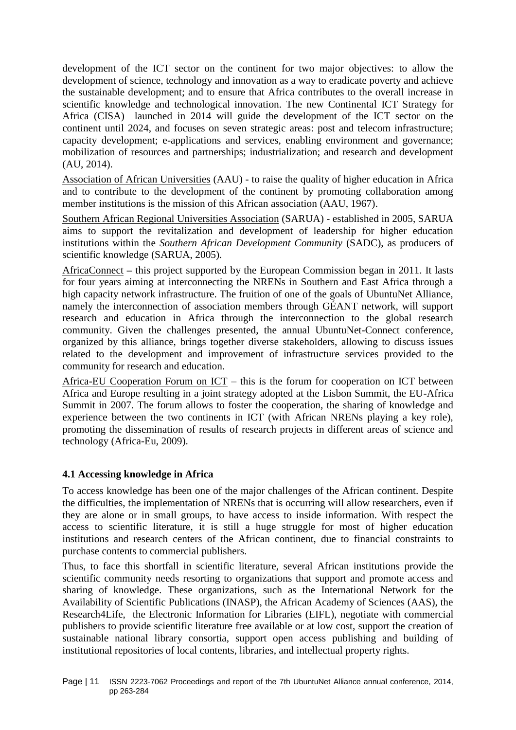development of the ICT sector on the continent for two major objectives: to allow the development of science, technology and innovation as a way to eradicate poverty and achieve the sustainable development; and to ensure that Africa contributes to the overall increase in scientific knowledge and technological innovation. The new Continental ICT Strategy for Africa (CISA) launched in 2014 will guide the development of the ICT sector on the continent until 2024, and focuses on seven strategic areas: post and telecom infrastructure; capacity development; e-applications and services, enabling environment and governance; mobilization of resources and partnerships; industrialization; and research and development (AU, 2014).

<u>Association of African Universities</u> (AAU) - to raise the quality of higher education in Africa and to contribute to the development of the continent by promoting collaboration among member institutions is the mission of this African association (AAU, 1967).

<u>Southern African Regional Universities Association</u> (SARUA) - established in 2005, SARUA aims to support the revitalization and development of leadership for higher education institutions within the *Southern African Development Community* (SADC), as producers of scientific knowledge (SARUA, 2005).

<u>AfricaConnect</u> – this project supported by the European Commission began in 2011. It lasts for four years aiming at interconnecting the NRENs in Southern and East Africa through a high capacity network infrastructure. The fruition of one of the goals of UbuntuNet Alliance, namely the interconnection of association members through GÉANT network, will support research and education in Africa through the interconnection to the global research community. Given the challenges presented, the annual UbuntuNet-Connect conference, organized by this alliance, brings together diverse stakeholders, allowing to discuss issues related to the development and improvement of infrastructure services provided to the community for research and education.

<u>Africa-EU Cooperation Forum on ICT</u> – this is the forum for cooperation on ICT between Africa and Europe resulting in a joint strategy adopted at the Lisbon Summit, the EU-Africa Summit in 2007. The forum allows to foster the cooperation, the sharing of knowledge and experience between the two continents in ICT (with African NRENs playing a key role), promoting the dissemination of results of research projects in different areas of science and technology (Africa-Eu, 2009).

### 4.1 Accessing knowledge in Africa

To access knowledge has been one of the major challenges of the African continent. Despite the difficulties, the implementation of NRENs that is occurring will allow researchers, even if they are alone or in small groups, to have access to inside information. With respect the access to scientific literature, it is still a huge struggle for most of higher education institutions and research centers of the African continent, due to financial constraints to purchase contents to commercial publishers.

Thus, to face this shortfall in scientific literature, several African institutions provide the scientific community needs resorting to organizations that support and promote access and sharing of knowledge. These organizations, such as the International Network for the Availability of Scientific Publications (INASP), the African Academy of Sciences (AAS), the Research4Life, the Electronic Information for Libraries (EIFL), negotiate with commercial publishers to provide scientific literature free available or at low cost, support the creation of sustainable national library consortia, support open access publishing and building of institutional repositories of local contents, libraries, and intellectual property rights.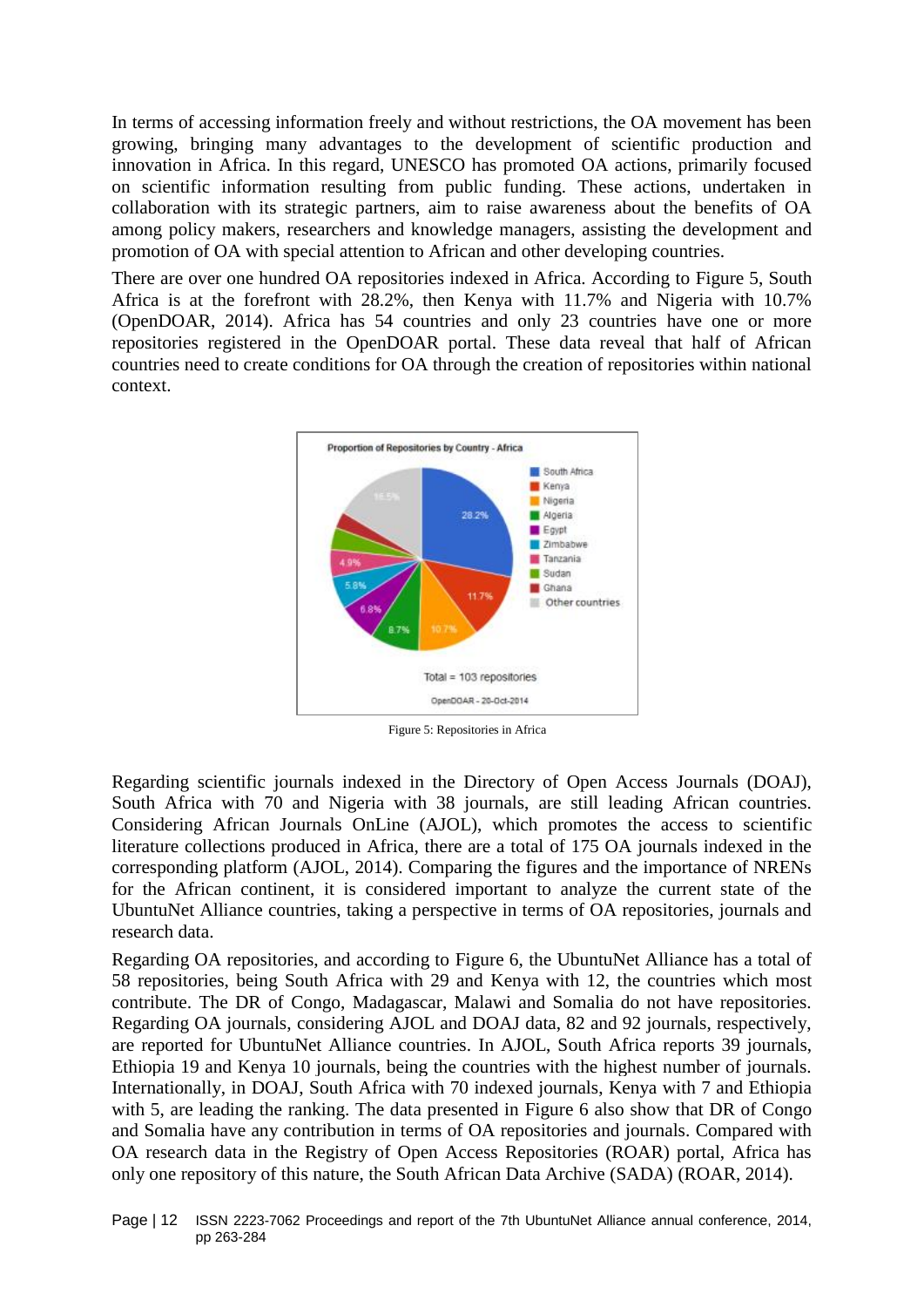In terms of accessing information freely and without restrictions, the OA movement has been growing, bringing many advantages to the development of scientific production and innovation in Africa. In this regard, UNESCO has promoted OA actions, primarily focused on scientific information resulting from public funding. These actions, undertaken in collaboration with its strategic partners, aim to raise awareness about the benefits of OA among policy makers, researchers and knowledge managers, assisting the development and promotion of OA with special attention to African and other developing countries.

There are over one hundred OA repositories indexed in Africa. According to Figure 5, South Africa is at the forefront with 28.2%, then Kenya with 11.7% and Nigeria with 10.7% (OpenDOAR, 2014). Africa has 54 countries and only 23 countries have one or more repositories registered in the OpenDOAR portal. These data reveal that half of African countries need to create conditions for OA through the creation of repositories within national context.

Figure 5: Repositories in Africa

Regarding scientific journals indexed in the Directory of Open Access Journals (DOAJ), South Africa with 70 and Nigeria with 38 journals, are still leading African countries. Considering African Journals OnLine (AJOL), which promotes the access to scientific literature collections produced in Africa, there are a total of 175 OA journals indexed in the corresponding platform (AJOL, 2014). Comparing the figures and the importance of NRENs for the African continent, it is considered important to analyze the current state of the UbuntuNet Alliance countries, taking a perspective in terms of OA repositories, journals and research data.

Regarding OA repositories, and according to Figure 6, the UbuntuNet Alliance has a total of 58 repositories, being South Africa with 29 and Kenya with 12, the countries which most contribute. The DR of Congo, Madagascar, Malawi and Somalia do not have repositories. Regarding OA journals, considering AJOL and DOAJ data, 82 and 92 journals, respectively, are reported for UbuntuNet Alliance countries. In AJOL, South Africa reports 39 journals, Ethiopia 19 and Kenya 10 journals, being the countries with the highest number of journals. Internationally, in DOAJ, South Africa with 70 indexed journals, Kenya with 7 and Ethiopia with 5, are leading the ranking. The data presented in Figure 6 also show that DR of Congo and Somalia have any contribution in terms of OA repositories and journals. Compared with OA research data in the Registry of Open Access Repositories (ROAR) portal, Africa has only one repository of this nature, the South African Data Archive (SADA) (ROAR, 2014).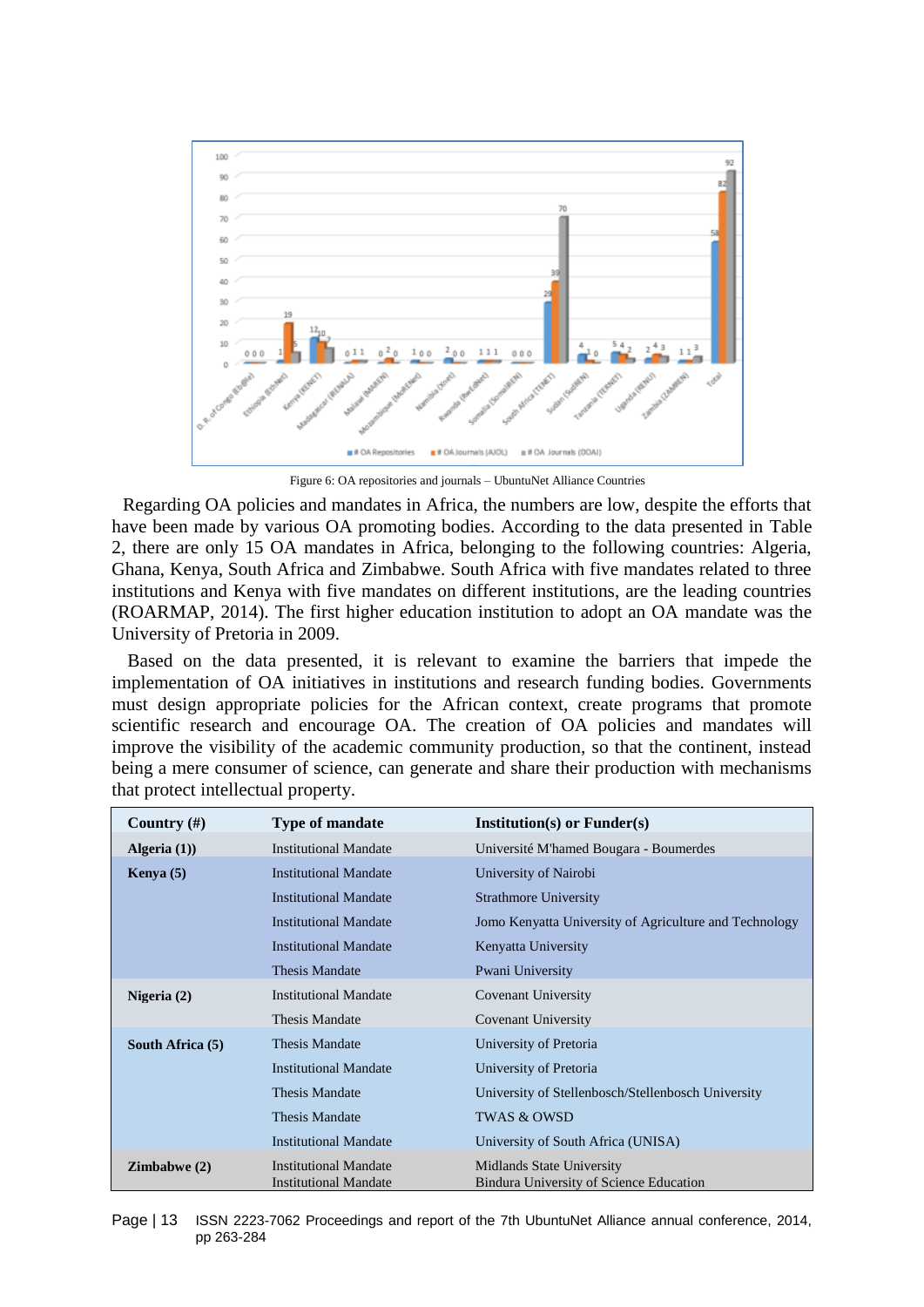Figure 6: OA repositories and journals – UbuntuNet Alliance Countries

Regarding OA policies and mandates in Africa, the numbers are low, despite the efforts that have been made by various OA promoting bodies. According to the data presented in Table 2, there are only 15 OA mandates in Africa, belonging to the following countries: Algeria, Ghana, Kenya, South Africa and Zimbabwe. South Africa with five mandates related to three institutions and Kenya with five mandates on different institutions, are the leading countries (ROARMAP, 2014). The first higher education institution to adopt an OA mandate was the University of Pretoria in 2009.

Based on the data presented, it is relevant to examine the barriers that impede the implementation of OA initiatives in institutions and research funding bodies. Governments must design appropriate policies for the African context, create programs that promote scientific research and encourage OA. The creation of OA policies and mandates will improve the visibility of the academic community production, so that the continent, instead being a mere consumer of science, can generate and share their production with mechanisms that protect intellectual property.

| Country (#) | Type of mandate | Institution(s) or Funder(s) |
|---|---|---|
| **Algeria (1))** | Institutional Mandate | Université M'hamed Bougara - Boumerdes |
| **Kenya (5)** | Institutional Mandate | University of Nairobi |
| | Institutional Mandate | Strathmore University |
| | Institutional Mandate | Jomo Kenyatta University of Agriculture and Technology |
| | Institutional Mandate | Kenyatta University |
| | Thesis Mandate | Pwani University |
| **Nigeria (2)** | Institutional Mandate | Covenant University |
| | Thesis Mandate | Covenant University |
| **South Africa (5)** | Thesis Mandate | University of Pretoria |
| | Institutional Mandate | University of Pretoria |
| | Thesis Mandate | University of Stellenbosch/Stellenbosch University |
| | Thesis Mandate | TWAS & OWSD |
| | Institutional Mandate | University of South Africa (UNISA) |
| **Zimbabwe (2)** | Institutional Mandate | Midlands State University |
| | Institutional Mandate | Bindura University of Science Education |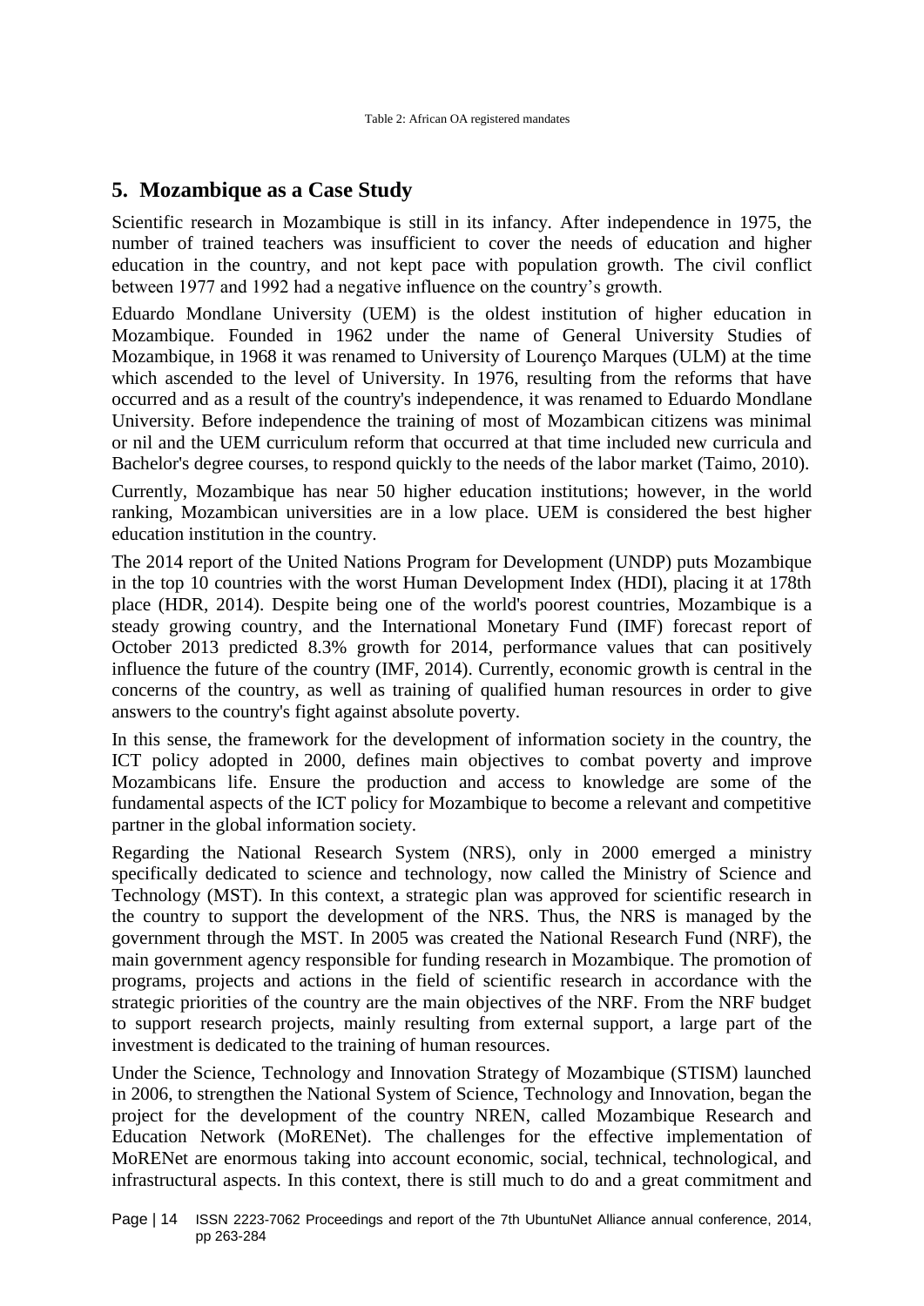Table 2: African OA registered mandates

## 5. Mozambique as a Case Study

Scientific research in Mozambique is still in its infancy. After independence in 1975, the number of trained teachers was insufficient to cover the needs of education and higher education in the country, and not kept pace with population growth. The civil conflict between 1977 and 1992 had a negative influence on the country's growth.

Eduardo Mondlane University (UEM) is the oldest institution of higher education in Mozambique. Founded in 1962 under the name of General University Studies of Mozambique, in 1968 it was renamed to University of Lourenço Marques (ULM) at the time which ascended to the level of University. In 1976, resulting from the reforms that have occurred and as a result of the country's independence, it was renamed to Eduardo Mondlane University. Before independence the training of most of Mozambican citizens was minimal or nil and the UEM curriculum reform that occurred at that time included new curricula and Bachelor's degree courses, to respond quickly to the needs of the labor market (Taimo, 2010).

Currently, Mozambique has near 50 higher education institutions; however, in the world ranking, Mozambican universities are in a low place. UEM is considered the best higher education institution in the country.

The 2014 report of the United Nations Program for Development (UNDP) puts Mozambique in the top 10 countries with the worst Human Development Index (HDI), placing it at 178th place (HDR, 2014). Despite being one of the world's poorest countries, Mozambique is a steady growing country, and the International Monetary Fund (IMF) forecast report of October 2013 predicted 8.3% growth for 2014, performance values that can positively influence the future of the country (IMF, 2014). Currently, economic growth is central in the concerns of the country, as well as training of qualified human resources in order to give answers to the country's fight against absolute poverty.

In this sense, the framework for the development of information society in the country, the ICT policy adopted in 2000, defines main objectives to combat poverty and improve Mozambicans life. Ensure the production and access to knowledge are some of the fundamental aspects of the ICT policy for Mozambique to become a relevant and competitive partner in the global information society.

Regarding the National Research System (NRS), only in 2000 emerged a ministry specifically dedicated to science and technology, now called the Ministry of Science and Technology (MST). In this context, a strategic plan was approved for scientific research in the country to support the development of the NRS. Thus, the NRS is managed by the government through the MST. In 2005 was created the National Research Fund (NRF), the main government agency responsible for funding research in Mozambique. The promotion of programs, projects and actions in the field of scientific research in accordance with the strategic priorities of the country are the main objectives of the NRF. From the NRF budget to support research projects, mainly resulting from external support, a large part of the investment is dedicated to the training of human resources.

Under the Science, Technology and Innovation Strategy of Mozambique (STISM) launched in 2006, to strengthen the National System of Science, Technology and Innovation, began the project for the development of the country NREN, called Mozambique Research and Education Network (MoRENet). The challenges for the effective implementation of MoRENet are enormous taking into account economic, social, technical, technological, and infrastructural aspects. In this context, there is still much to do and a great commitment and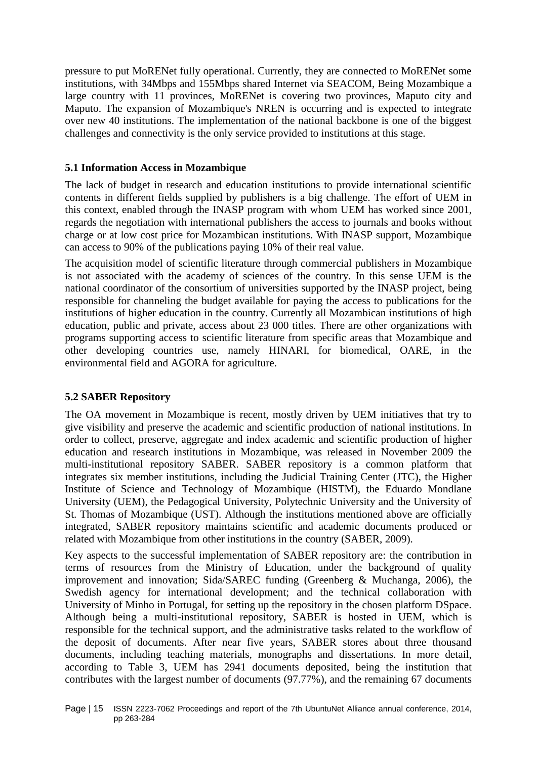pressure to put MoRENet fully operational. Currently, they are connected to MoRENet some institutions, with 34Mbps and 155Mbps shared Internet via SEACOM, Being Mozambique a large country with 11 provinces, MoRENet is covering two provinces, Maputo city and Maputo. The expansion of Mozambique's NREN is occurring and is expected to integrate over new 40 institutions. The implementation of the national backbone is one of the biggest challenges and connectivity is the only service provided to institutions at this stage.

### 5.1 Information Access in Mozambique

The lack of budget in research and education institutions to provide international scientific contents in different fields supplied by publishers is a big challenge. The effort of UEM in this context, enabled through the INASP program with whom UEM has worked since 2001, regards the negotiation with international publishers the access to journals and books without charge or at low cost price for Mozambican institutions. With INASP support, Mozambique can access to 90% of the publications paying 10% of their real value.

The acquisition model of scientific literature through commercial publishers in Mozambique is not associated with the academy of sciences of the country. In this sense UEM is the national coordinator of the consortium of universities supported by the INASP project, being responsible for channeling the budget available for paying the access to publications for the institutions of higher education in the country. Currently all Mozambican institutions of high education, public and private, access about 23 000 titles. There are other organizations with programs supporting access to scientific literature from specific areas that Mozambique and other developing countries use, namely HINARI, for biomedical, OARE, in the environmental field and AGORA for agriculture.

### 5.2 SABER Repository

The OA movement in Mozambique is recent, mostly driven by UEM initiatives that try to give visibility and preserve the academic and scientific production of national institutions. In order to collect, preserve, aggregate and index academic and scientific production of higher education and research institutions in Mozambique, was released in November 2009 the multi-institutional repository SABER. SABER repository is a common platform that integrates six member institutions, including the Judicial Training Center (JTC), the Higher Institute of Science and Technology of Mozambique (HISTM), the Eduardo Mondlane University (UEM), the Pedagogical University, Polytechnic University and the University of St. Thomas of Mozambique (UST). Although the institutions mentioned above are officially integrated, SABER repository maintains scientific and academic documents produced or related with Mozambique from other institutions in the country (SABER, 2009).

Key aspects to the successful implementation of SABER repository are: the contribution in terms of resources from the Ministry of Education, under the background of quality improvement and innovation; Sida/SAREC funding (Greenberg & Muchanga, 2006), the Swedish agency for international development; and the technical collaboration with University of Minho in Portugal, for setting up the repository in the chosen platform DSpace. Although being a multi-institutional repository, SABER is hosted in UEM, which is responsible for the technical support, and the administrative tasks related to the workflow of the deposit of documents. After near five years, SABER stores about three thousand documents, including teaching materials, monographs and dissertations. In more detail, according to Table 3, UEM has 2941 documents deposited, being the institution that contributes with the largest number of documents (97.77%), and the remaining 67 documents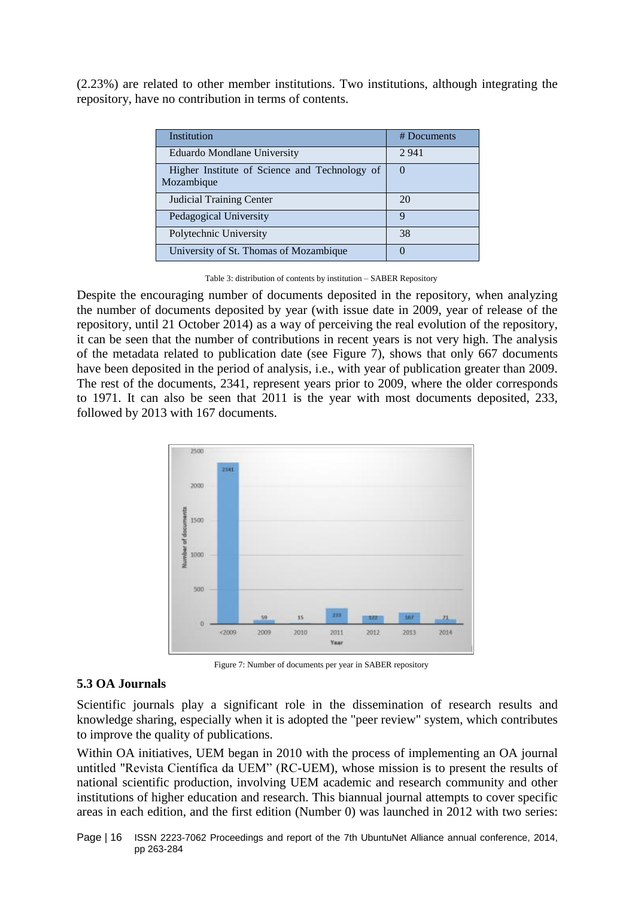(2.23%) are related to other member institutions. Two institutions, although integrating the repository, have no contribution in terms of contents.

| Institution | # Documents |
| --- | --- |
| Eduardo Mondlane University | 2 941 |
| Higher Institute of Science and Technology of Mozambique | 0 |
| Judicial Training Center | 20 |
| Pedagogical University | 9 |
| Polytechnic University | 38 |
| University of St. Thomas of Mozambique | 0 |

Table 3: distribution of contents by institution – SABER Repository

Despite the encouraging number of documents deposited in the repository, when analyzing the number of documents deposited by year (with issue date in 2009, year of release of the repository, until 21 October 2014) as a way of perceiving the real evolution of the repository, it can be seen that the number of contributions in recent years is not very high. The analysis of the metadata related to publication date (see Figure 7), shows that only 667 documents have been deposited in the period of analysis, i.e., with year of publication greater than 2009. The rest of the documents, 2341, represent years prior to 2009, where the older corresponds to 1971. It can also be seen that 2011 is the year with most documents deposited, 233, followed by 2013 with 167 documents.

Figure 7: Number of documents per year in SABER repository

### 5.3 OA Journals

Scientific journals play a significant role in the dissemination of research results and knowledge sharing, especially when it is adopted the "peer review" system, which contributes to improve the quality of publications.

Within OA initiatives, UEM began in 2010 with the process of implementing an OA journal untitled "Revista Científica da UEM" (RC-UEM), whose mission is to present the results of national scientific production, involving UEM academic and research community and other institutions of higher education and research. This biannual journal attempts to cover specific areas in each edition, and the first edition (Number 0) was launched in 2012 with two series: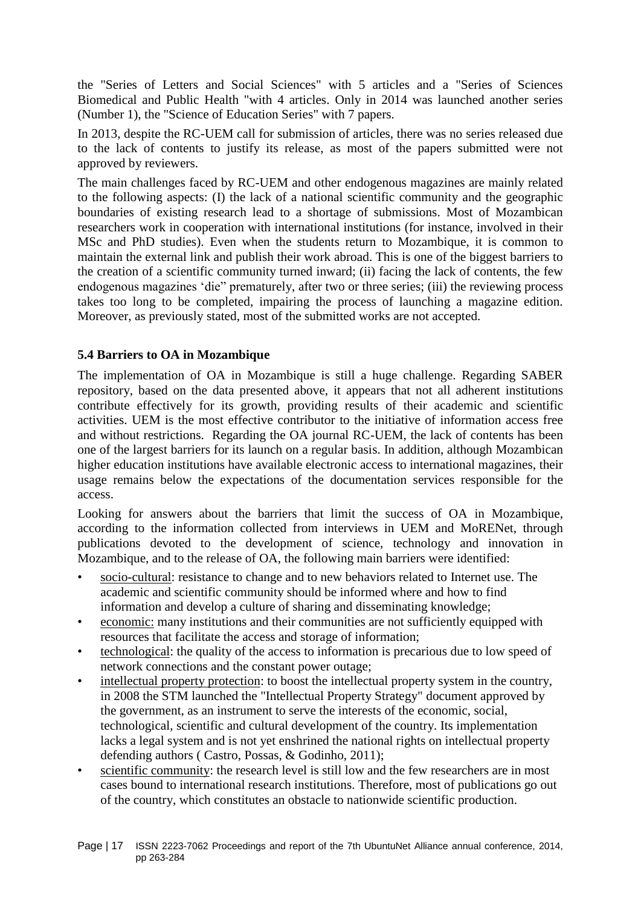the "Series of Letters and Social Sciences" with 5 articles and a "Series of Sciences Biomedical and Public Health "with 4 articles. Only in 2014 was launched another series (Number 1), the "Science of Education Series" with 7 papers.

In 2013, despite the RC-UEM call for submission of articles, there was no series released due to the lack of contents to justify its release, as most of the papers submitted were not approved by reviewers.

The main challenges faced by RC-UEM and other endogenous magazines are mainly related to the following aspects: (I) the lack of a national scientific community and the geographic boundaries of existing research lead to a shortage of submissions. Most of Mozambican researchers work in cooperation with international institutions (for instance, involved in their MSc and PhD studies). Even when the students return to Mozambique, it is common to maintain the external link and publish their work abroad. This is one of the biggest barriers to the creation of a scientific community turned inward; (ii) facing the lack of contents, the few endogenous magazines 'die" prematurely, after two or three series; (iii) the reviewing process takes too long to be completed, impairing the process of launching a magazine edition. Moreover, as previously stated, most of the submitted works are not accepted.

### 5.4 Barriers to OA in Mozambique

The implementation of OA in Mozambique is still a huge challenge. Regarding SABER repository, based on the data presented above, it appears that not all adherent institutions contribute effectively for its growth, providing results of their academic and scientific activities. UEM is the most effective contributor to the initiative of information access free and without restrictions. Regarding the OA journal RC-UEM, the lack of contents has been one of the largest barriers for its launch on a regular basis. In addition, although Mozambican higher education institutions have available electronic access to international magazines, their usage remains below the expectations of the documentation services responsible for the access.

Looking for answers about the barriers that limit the success of OA in Mozambique, according to the information collected from interviews in UEM and MoRENet, through publications devoted to the development of science, technology and innovation in Mozambique, and to the release of OA, the following main barriers were identified:

- socio-cultural: resistance to change and to new behaviors related to Internet use. The academic and scientific community should be informed where and how to find information and develop a culture of sharing and disseminating knowledge;
- economic: many institutions and their communities are not sufficiently equipped with resources that facilitate the access and storage of information;
- technological: the quality of the access to information is precarious due to low speed of network connections and the constant power outage;
- intellectual property protection: to boost the intellectual property system in the country, in 2008 the STM launched the "Intellectual Property Strategy" document approved by the government, as an instrument to serve the interests of the economic, social, technological, scientific and cultural development of the country. Its implementation lacks a legal system and is not yet enshrined the national rights on intellectual property defending authors ( Castro, Possas, & Godinho, 2011);
- scientific community: the research level is still low and the few researchers are in most cases bound to international research institutions. Therefore, most of publications go out of the country, which constitutes an obstacle to nationwide scientific production.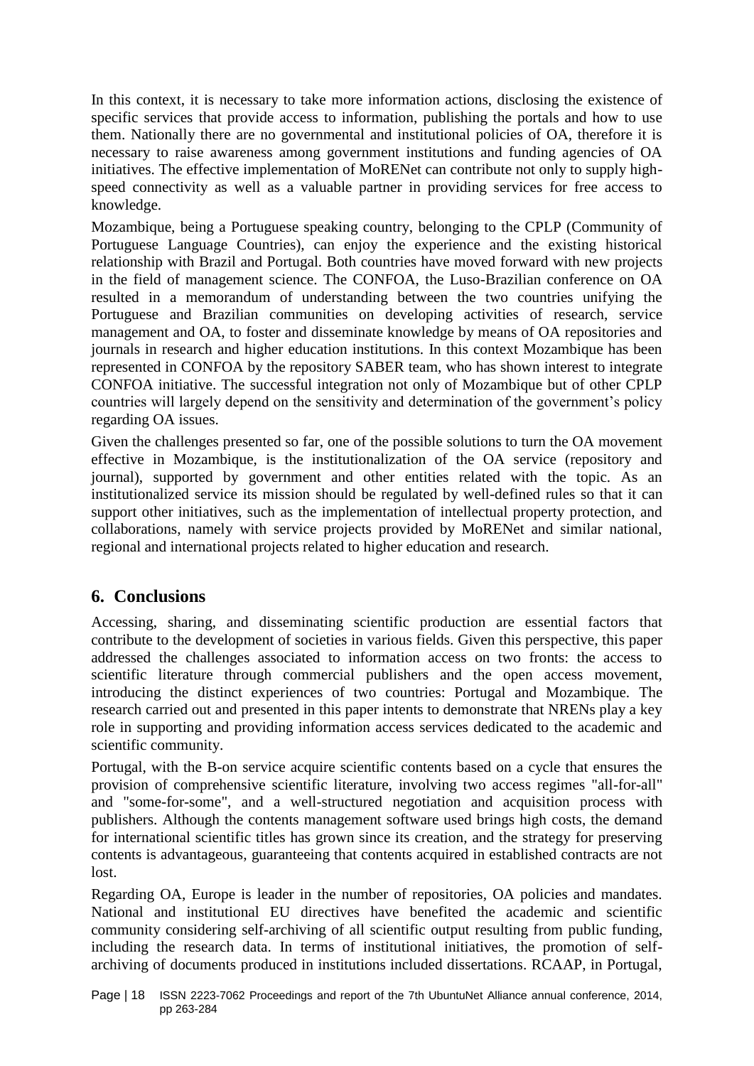In this context, it is necessary to take more information actions, disclosing the existence of specific services that provide access to information, publishing the portals and how to use them. Nationally there are no governmental and institutional policies of OA, therefore it is necessary to raise awareness among government institutions and funding agencies of OA initiatives. The effective implementation of MoRENet can contribute not only to supply high-speed connectivity as well as a valuable partner in providing services for free access to knowledge.

Mozambique, being a Portuguese speaking country, belonging to the CPLP (Community of Portuguese Language Countries), can enjoy the experience and the existing historical relationship with Brazil and Portugal. Both countries have moved forward with new projects in the field of management science. The CONFOA, the Luso-Brazilian conference on OA resulted in a memorandum of understanding between the two countries unifying the Portuguese and Brazilian communities on developing activities of research, service management and OA, to foster and disseminate knowledge by means of OA repositories and journals in research and higher education institutions. In this context Mozambique has been represented in CONFOA by the repository SABER team, who has shown interest to integrate CONFOA initiative. The successful integration not only of Mozambique but of other CPLP countries will largely depend on the sensitivity and determination of the government's policy regarding OA issues.

Given the challenges presented so far, one of the possible solutions to turn the OA movement effective in Mozambique, is the institutionalization of the OA service (repository and journal), supported by government and other entities related with the topic. As an institutionalized service its mission should be regulated by well-defined rules so that it can support other initiatives, such as the implementation of intellectual property protection, and collaborations, namely with service projects provided by MoRENet and similar national, regional and international projects related to higher education and research.

## 6. Conclusions

Accessing, sharing, and disseminating scientific production are essential factors that contribute to the development of societies in various fields. Given this perspective, this paper addressed the challenges associated to information access on two fronts: the access to scientific literature through commercial publishers and the open access movement, introducing the distinct experiences of two countries: Portugal and Mozambique. The research carried out and presented in this paper intents to demonstrate that NRENs play a key role in supporting and providing information access services dedicated to the academic and scientific community.

Portugal, with the B-on service acquire scientific contents based on a cycle that ensures the provision of comprehensive scientific literature, involving two access regimes "all-for-all" and "some-for-some", and a well-structured negotiation and acquisition process with publishers. Although the contents management software used brings high costs, the demand for international scientific titles has grown since its creation, and the strategy for preserving contents is advantageous, guaranteeing that contents acquired in established contracts are not lost.

Regarding OA, Europe is leader in the number of repositories, OA policies and mandates. National and institutional EU directives have benefited the academic and scientific community considering self-archiving of all scientific output resulting from public funding, including the research data. In terms of institutional initiatives, the promotion of self-archiving of documents produced in institutions included dissertations. RCAAP, in Portugal,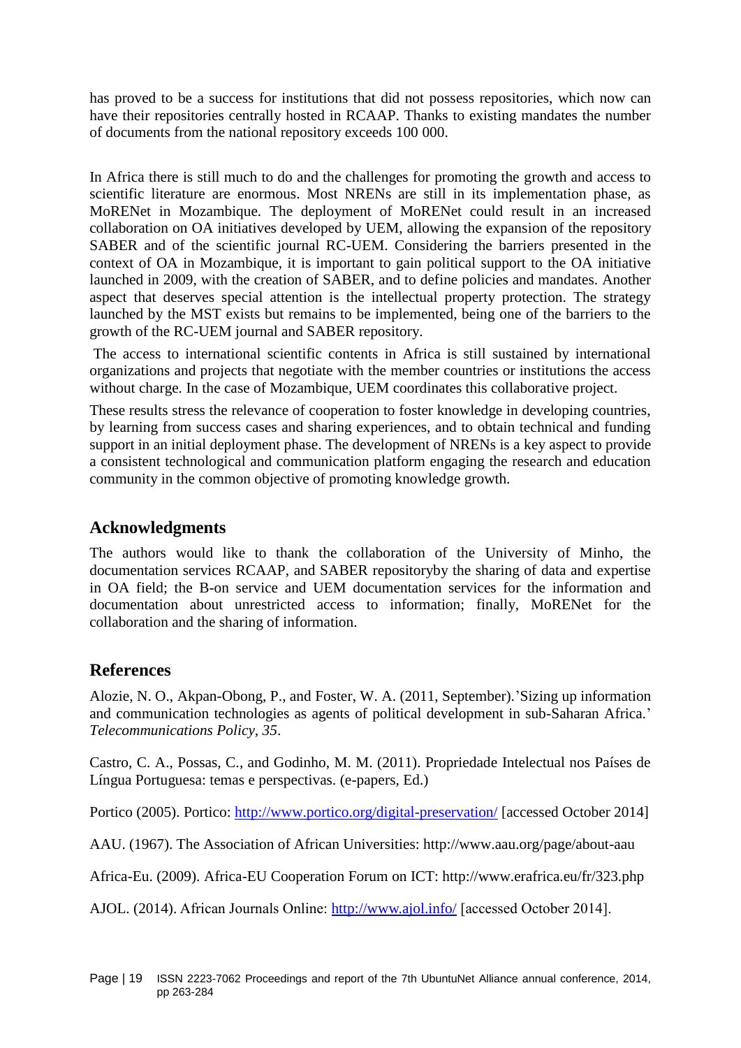has proved to be a success for institutions that did not possess repositories, which now can have their repositories centrally hosted in RCAAP. Thanks to existing mandates the number of documents from the national repository exceeds 100 000.

In Africa there is still much to do and the challenges for promoting the growth and access to scientific literature are enormous. Most NRENs are still in its implementation phase, as MoRENet in Mozambique. The deployment of MoRENet could result in an increased collaboration on OA initiatives developed by UEM, allowing the expansion of the repository SABER and of the scientific journal RC-UEM. Considering the barriers presented in the context of OA in Mozambique, it is important to gain political support to the OA initiative launched in 2009, with the creation of SABER, and to define policies and mandates. Another aspect that deserves special attention is the intellectual property protection. The strategy launched by the MST exists but remains to be implemented, being one of the barriers to the growth of the RC-UEM journal and SABER repository.

The access to international scientific contents in Africa is still sustained by international organizations and projects that negotiate with the member countries or institutions the access without charge. In the case of Mozambique, UEM coordinates this collaborative project.

These results stress the relevance of cooperation to foster knowledge in developing countries, by learning from success cases and sharing experiences, and to obtain technical and funding support in an initial deployment phase. The development of NRENs is a key aspect to provide a consistent technological and communication platform engaging the research and education community in the common objective of promoting knowledge growth.

## Acknowledgments

The authors would like to thank the collaboration of the University of Minho, the documentation services RCAAP, and SABER repositoryby the sharing of data and expertise in OA field; the B-on service and UEM documentation services for the information and documentation about unrestricted access to information; finally, MoRENet for the collaboration and the sharing of information.

## References

Alozie, N. O., Akpan-Obong, P., and Foster, W. A. (2011, September).'Sizing up information and communication technologies as agents of political development in sub-Saharan Africa.' *Telecommunications Policy, 35*.

Castro, C. A., Possas, C., and Godinho, M. M. (2011). Propriedade Intelectual nos Países de Língua Portuguesa: temas e perspectivas. (e-papers, Ed.)

Portico (2005). Portico: http://www.portico.org/digital-preservation/ [accessed October 2014]

AAU. (1967). The Association of African Universities: http://www.aau.org/page/about-aau

Africa-Eu. (2009). Africa-EU Cooperation Forum on ICT: http://www.erafrica.eu/fr/323.php

AJOL. (2014). African Journals Online: http://www.ajol.info/ [accessed October 2014].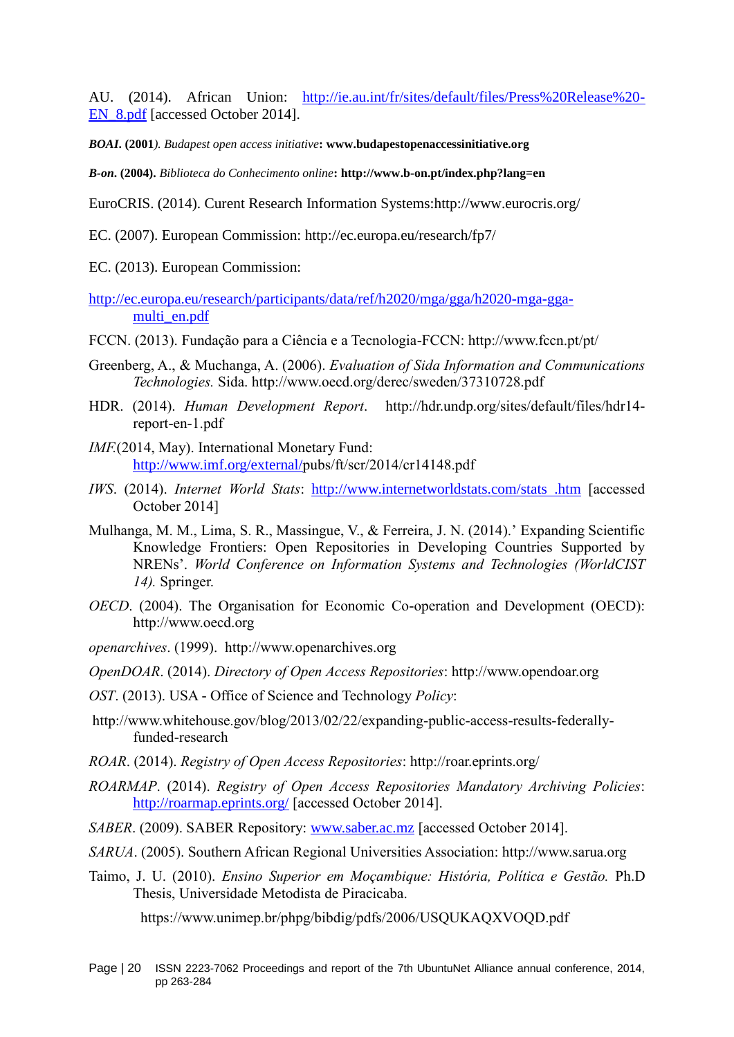AU. (2014). African Union: http://ie.au.int/fr/sites/default/files/Press%20Release%20-EN_8.pdf [accessed October 2014].

***BOAI.* (2001**). *Budapest open access initiative*: **www.budapestopenaccessinitiative.org**

***B-on.* (2004).** *Biblioteca do Conhecimento online*: **http://www.b-on.pt/index.php?lang=en**

EuroCRIS. (2014). Curent Research Information Systems:http://www.eurocris.org/

EC. (2007). European Commission: http://ec.europa.eu/research/fp7/

EC. (2013). European Commission:

http://ec.europa.eu/research/participants/data/ref/h2020/mga/gga/h2020-mga-gga-multi_en.pdf

FCCN. (2013). Fundação para a Ciência e a Tecnologia-FCCN: http://www.fccn.pt/pt/

Greenberg, A., & Muchanga, A. (2006). *Evaluation of Sida Information and Communications Technologies.* Sida. http://www.oecd.org/derec/sweden/37310728.pdf

HDR. (2014). *Human Development Report*. http://hdr.undp.org/sites/default/files/hdr14-report-en-1.pdf

*IMF.*(2014, May). International Monetary Fund: http://www.imf.org/external/pubs/ft/scr/2014/cr14148.pdf

*IWS*. (2014). *Internet World Stats*: http://www.internetworldstats.com/stats .htm [accessed October 2014]

Mulhanga, M. M., Lima, S. R., Massingue, V., & Ferreira, J. N. (2014).' Expanding Scientific Knowledge Frontiers: Open Repositories in Developing Countries Supported by NRENs'. *World Conference on Information Systems and Technologies (WorldCIST 14).* Springer.

*OECD*. (2004). The Organisation for Economic Co-operation and Development (OECD): http://www.oecd.org

*openarchives*. (1999). http://www.openarchives.org

*OpenDOAR*. (2014). *Directory of Open Access Repositories*: http://www.opendoar.org

*OST*. (2013). USA - Office of Science and Technology *Policy*:

http://www.whitehouse.gov/blog/2013/02/22/expanding-public-access-results-federally-funded-research

*ROAR*. (2014). *Registry of Open Access Repositories*: http://roar.eprints.org/

*ROARMAP*. (2014). *Registry of Open Access Repositories Mandatory Archiving Policies*: http://roarmap.eprints.org/ [accessed October 2014].

*SABER*. (2009). SABER Repository: www.saber.ac.mz [accessed October 2014].

*SARUA*. (2005). Southern African Regional Universities Association: http://www.sarua.org

Taimo, J. U. (2010). *Ensino Superior em Moçambique: História, Política e Gestão.* Ph.D Thesis, Universidade Metodista de Piracicaba.

https://www.unimep.br/phpg/bibdig/pdfs/2006/USQUKAQXVOQD.pdf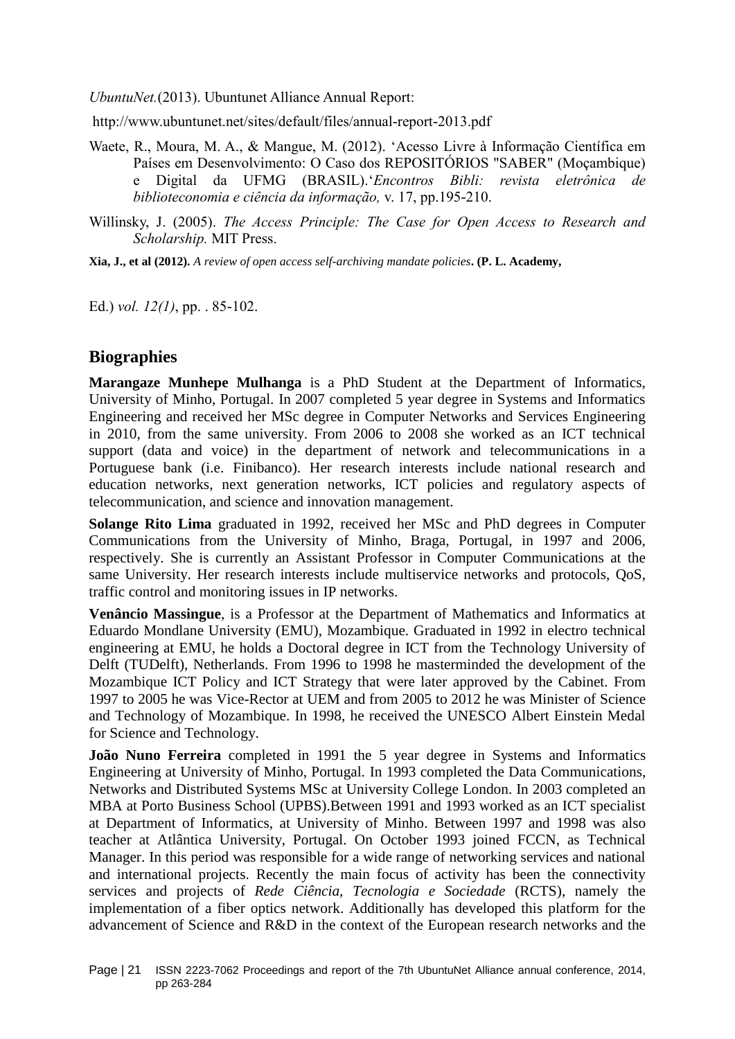*UbuntuNet.*(2013). Ubuntunet Alliance Annual Report:

http://www.ubuntunet.net/sites/default/files/annual-report-2013.pdf

Waete, R., Moura, M. A., & Mangue, M. (2012). 'Acesso Livre à Informação Científica em Países em Desenvolvimento: O Caso dos REPOSITÓRIOS "SABER" (Moçambique) e Digital da UFMG (BRASIL).'*Encontros Bibli: revista eletrônica de biblioteconomia e ciência da informação,* v. 17, pp.195-210.

Willinsky, J. (2005). *The Access Principle: The Case for Open Access to Research and Scholarship.* MIT Press.

**Xia, J., et al (2012).** *A review of open access self-archiving mandate policies***. (P. L. Academy,**

Ed.) *vol. 12(1)*, pp. . 85-102.

## Biographies

**Marangaze Munhepe Mulhanga** is a PhD Student at the Department of Informatics, University of Minho, Portugal. In 2007 completed 5 year degree in Systems and Informatics Engineering and received her MSc degree in Computer Networks and Services Engineering in 2010, from the same university. From 2006 to 2008 she worked as an ICT technical support (data and voice) in the department of network and telecommunications in a Portuguese bank (i.e. Finibanco). Her research interests include national research and education networks, next generation networks, ICT policies and regulatory aspects of telecommunication, and science and innovation management.

**Solange Rito Lima** graduated in 1992, received her MSc and PhD degrees in Computer Communications from the University of Minho, Braga, Portugal, in 1997 and 2006, respectively. She is currently an Assistant Professor in Computer Communications at the same University. Her research interests include multiservice networks and protocols, QoS, traffic control and monitoring issues in IP networks.

**Venâncio Massingue**, is a Professor at the Department of Mathematics and Informatics at Eduardo Mondlane University (EMU), Mozambique. Graduated in 1992 in electro technical engineering at EMU, he holds a Doctoral degree in ICT from the Technology University of Delft (TUDelft), Netherlands. From 1996 to 1998 he masterminded the development of the Mozambique ICT Policy and ICT Strategy that were later approved by the Cabinet. From 1997 to 2005 he was Vice-Rector at UEM and from 2005 to 2012 he was Minister of Science and Technology of Mozambique. In 1998, he received the UNESCO Albert Einstein Medal for Science and Technology.

**João Nuno Ferreira** completed in 1991 the 5 year degree in Systems and Informatics Engineering at University of Minho, Portugal. In 1993 completed the Data Communications, Networks and Distributed Systems MSc at University College London. In 2003 completed an MBA at Porto Business School (UPBS).Between 1991 and 1993 worked as an ICT specialist at Department of Informatics, at University of Minho. Between 1997 and 1998 was also teacher at Atlântica University, Portugal. On October 1993 joined FCCN, as Technical Manager. In this period was responsible for a wide range of networking services and national and international projects. Recently the main focus of activity has been the connectivity services and projects of *Rede Ciência, Tecnologia e Sociedade* (RCTS), namely the implementation of a fiber optics network. Additionally has developed this platform for the advancement of Science and R&D in the context of the European research networks and the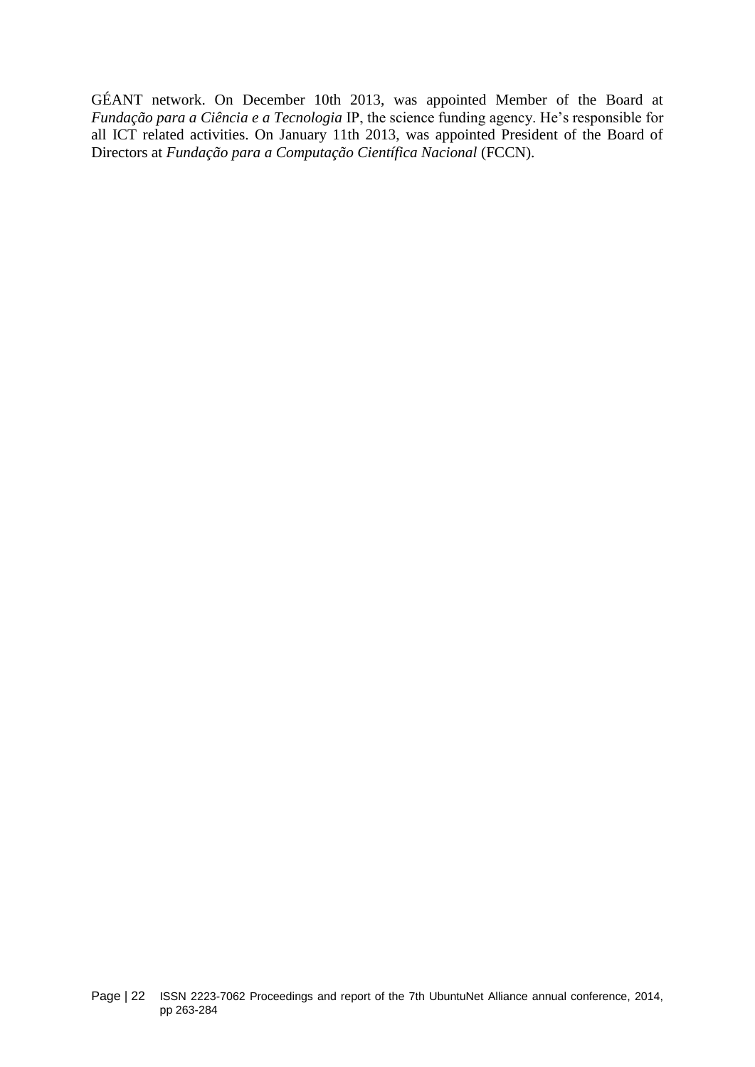GÉANT network. On December 10th 2013, was appointed Member of the Board at *Fundação para a Ciência e a Tecnologia* IP, the science funding agency. He's responsible for all ICT related activities. On January 11th 2013, was appointed President of the Board of Directors at *Fundação para a Computação Científica Nacional* (FCCN).